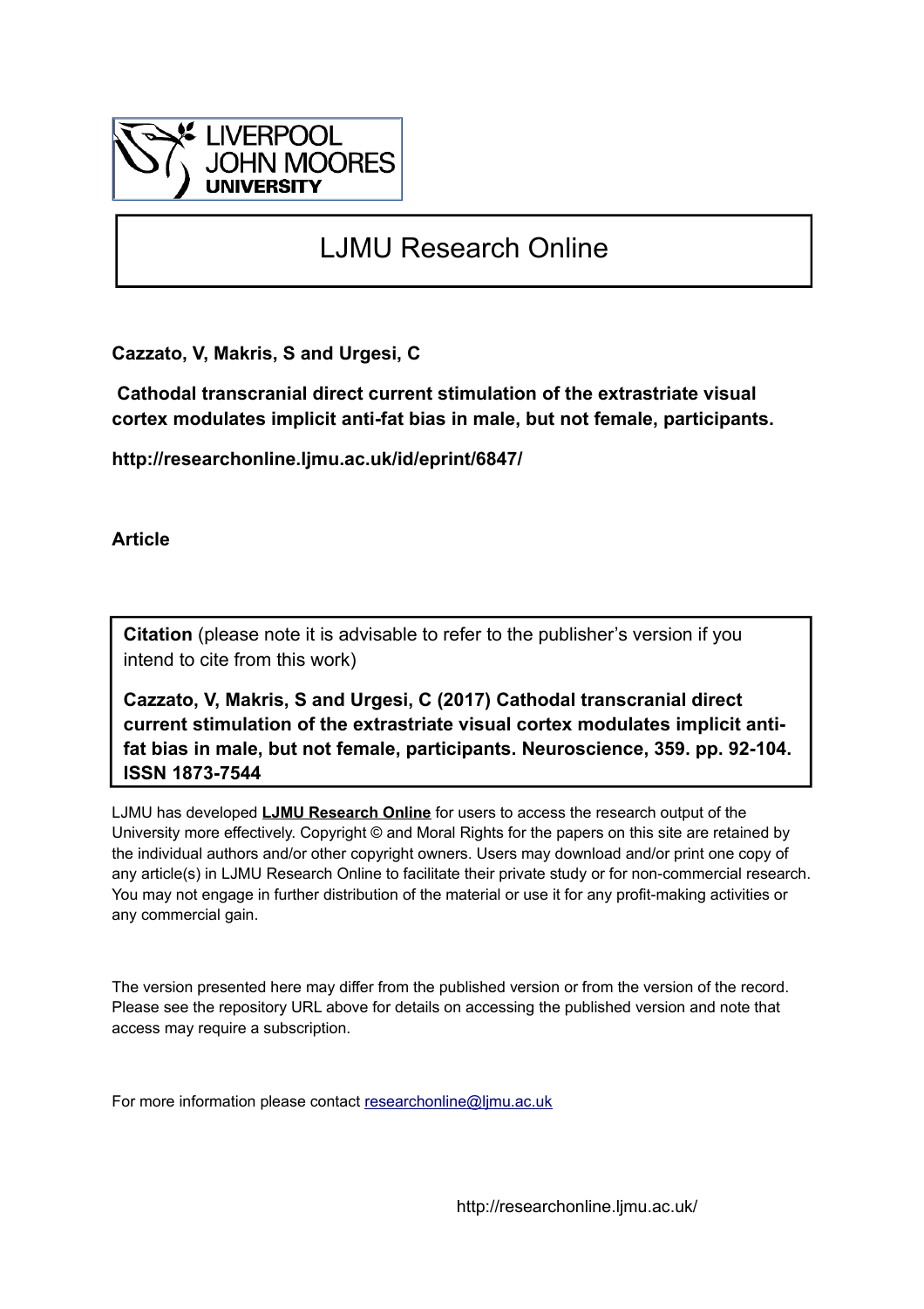LIVERPOOL
JOHN MOORES
UNIVERSITY

# LJMU Research Online

**Cazzato, V, Makris, S and Urgesi, C**

**Cathodal transcranial direct current stimulation of the extrastriate visual cortex modulates implicit anti-fat bias in male, but not female, participants.**

**http://researchonline.ljmu.ac.uk/id/eprint/6847/**

**Article**

**Citation** (please note it is advisable to refer to the publisher's version if you intend to cite from this work)

**Cazzato, V, Makris, S and Urgesi, C (2017) Cathodal transcranial direct current stimulation of the extrastriate visual cortex modulates implicit anti-fat bias in male, but not female, participants. Neuroscience, 359. pp. 92-104. ISSN 1873-7544**

LJMU has developed **LJMU Research Online** for users to access the research output of the University more effectively. Copyright © and Moral Rights for the papers on this site are retained by the individual authors and/or other copyright owners. Users may download and/or print one copy of any article(s) in LJMU Research Online to facilitate their private study or for non-commercial research. You may not engage in further distribution of the material or use it for any profit-making activities or any commercial gain.

The version presented here may differ from the published version or from the version of the record. Please see the repository URL above for details on accessing the published version and note that access may require a subscription.

For more information please contact researchonline@ljmu.ac.uk

http://researchonline.ljmu.ac.uk/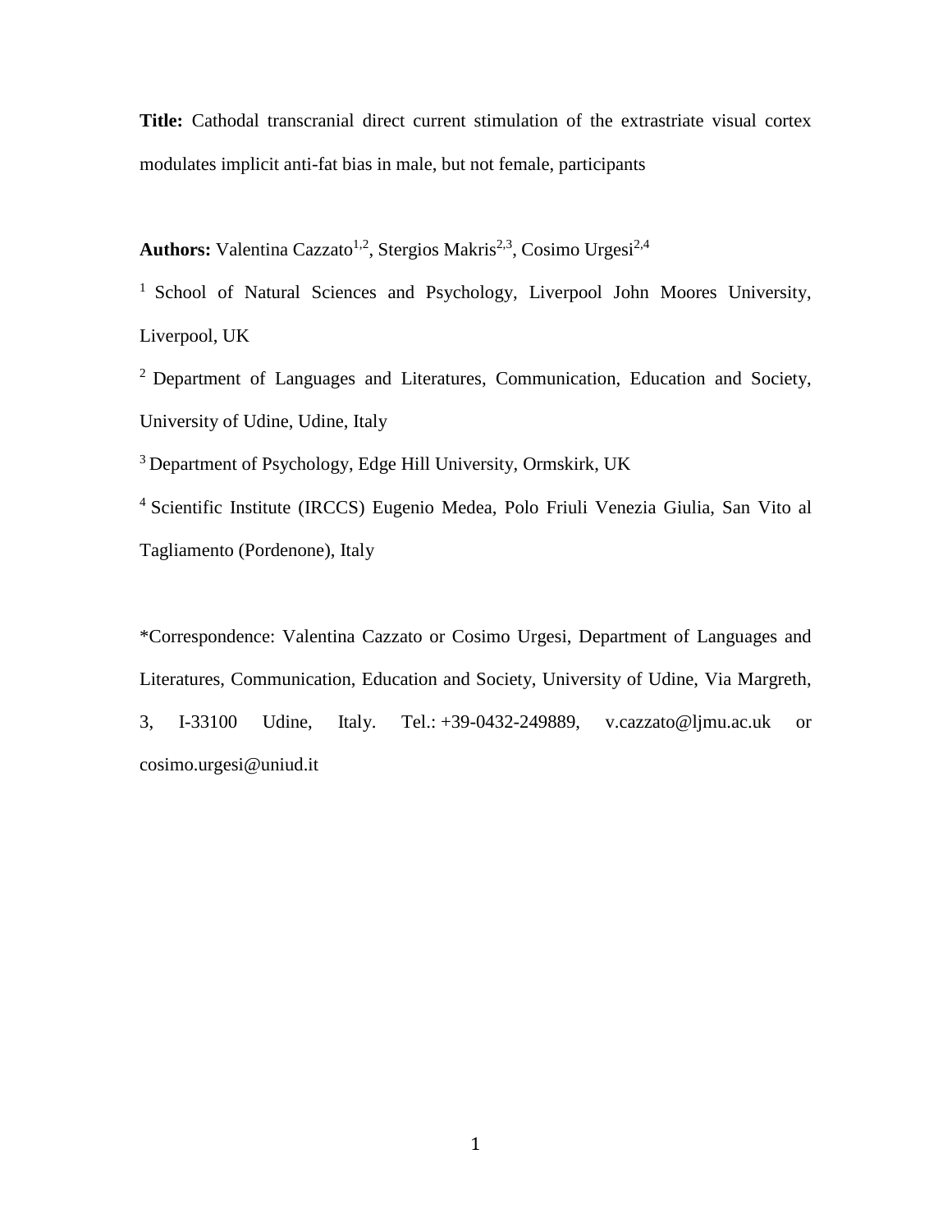**Title:** Cathodal transcranial direct current stimulation of the extrastriate visual cortex modulates implicit anti-fat bias in male, but not female, participants

**Authors:** Valentina Cazzato[1,2], Stergios Makris[2,3], Cosimo Urgesi[2,4]

[1] School of Natural Sciences and Psychology, Liverpool John Moores University, Liverpool, UK

[2] Department of Languages and Literatures, Communication, Education and Society, University of Udine, Udine, Italy

[3] Department of Psychology, Edge Hill University, Ormskirk, UK

[4] Scientific Institute (IRCCS) Eugenio Medea, Polo Friuli Venezia Giulia, San Vito al Tagliamento (Pordenone), Italy

*Correspondence: Valentina Cazzato or Cosimo Urgesi, Department of Languages and Literatures, Communication, Education and Society, University of Udine, Via Margreth, 3, I-33100 Udine, Italy. Tel.: +39-0432-249889, v.cazzato@ljmu.ac.uk or cosimo.urgesi@uniud.it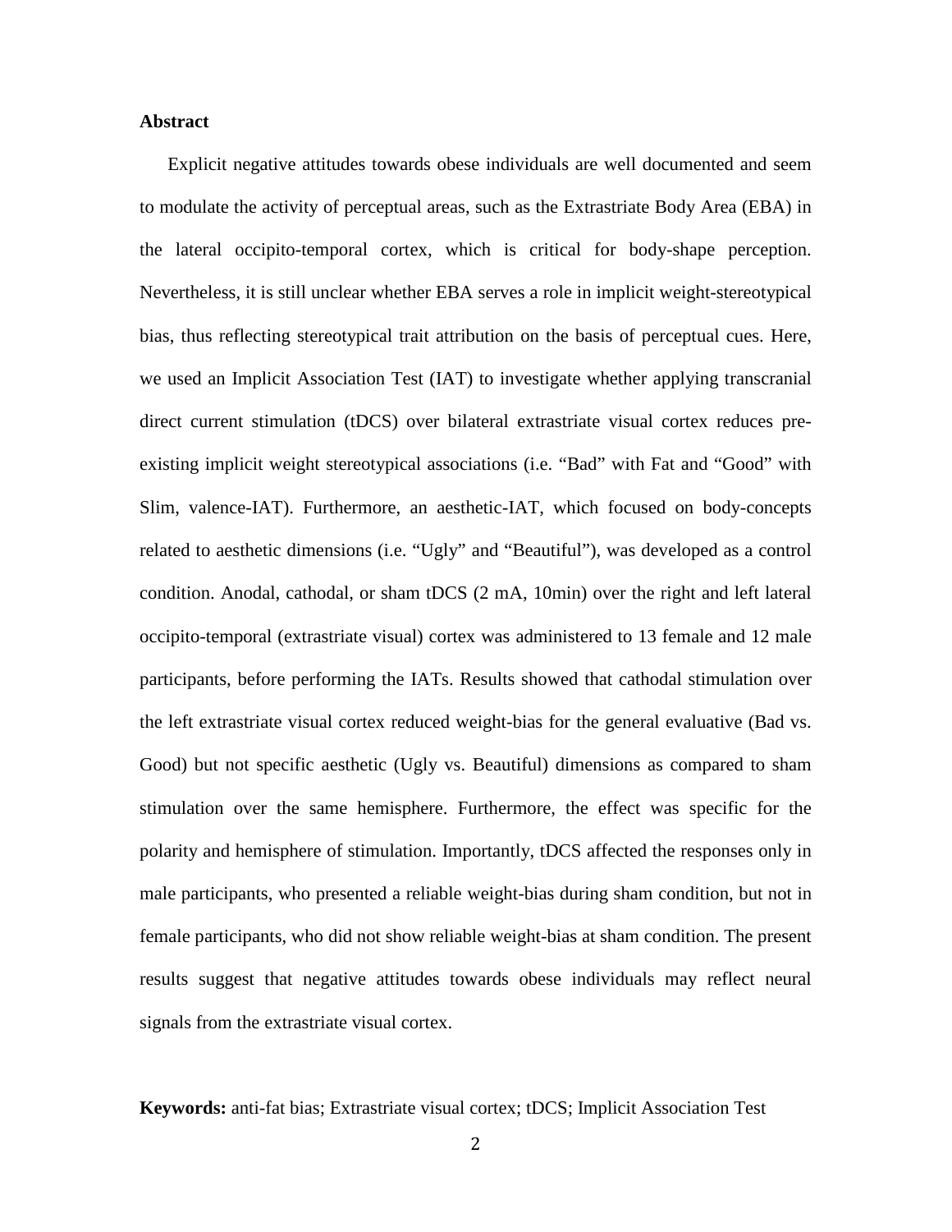**Abstract**

Explicit negative attitudes towards obese individuals are well documented and seem to modulate the activity of perceptual areas, such as the Extrastriate Body Area (EBA) in the lateral occipito-temporal cortex, which is critical for body-shape perception. Nevertheless, it is still unclear whether EBA serves a role in implicit weight-stereotypical bias, thus reflecting stereotypical trait attribution on the basis of perceptual cues. Here, we used an Implicit Association Test (IAT) to investigate whether applying transcranial direct current stimulation (tDCS) over bilateral extrastriate visual cortex reduces pre-existing implicit weight stereotypical associations (i.e. "Bad" with Fat and "Good" with Slim, valence-IAT). Furthermore, an aesthetic-IAT, which focused on body-concepts related to aesthetic dimensions (i.e. "Ugly" and "Beautiful"), was developed as a control condition. Anodal, cathodal, or sham tDCS (2 mA, 10min) over the right and left lateral occipito-temporal (extrastriate visual) cortex was administered to 13 female and 12 male participants, before performing the IATs. Results showed that cathodal stimulation over the left extrastriate visual cortex reduced weight-bias for the general evaluative (Bad vs. Good) but not specific aesthetic (Ugly vs. Beautiful) dimensions as compared to sham stimulation over the same hemisphere. Furthermore, the effect was specific for the polarity and hemisphere of stimulation. Importantly, tDCS affected the responses only in male participants, who presented a reliable weight-bias during sham condition, but not in female participants, who did not show reliable weight-bias at sham condition. The present results suggest that negative attitudes towards obese individuals may reflect neural signals from the extrastriate visual cortex.

**Keywords:** anti-fat bias; Extrastriate visual cortex; tDCS; Implicit Association Test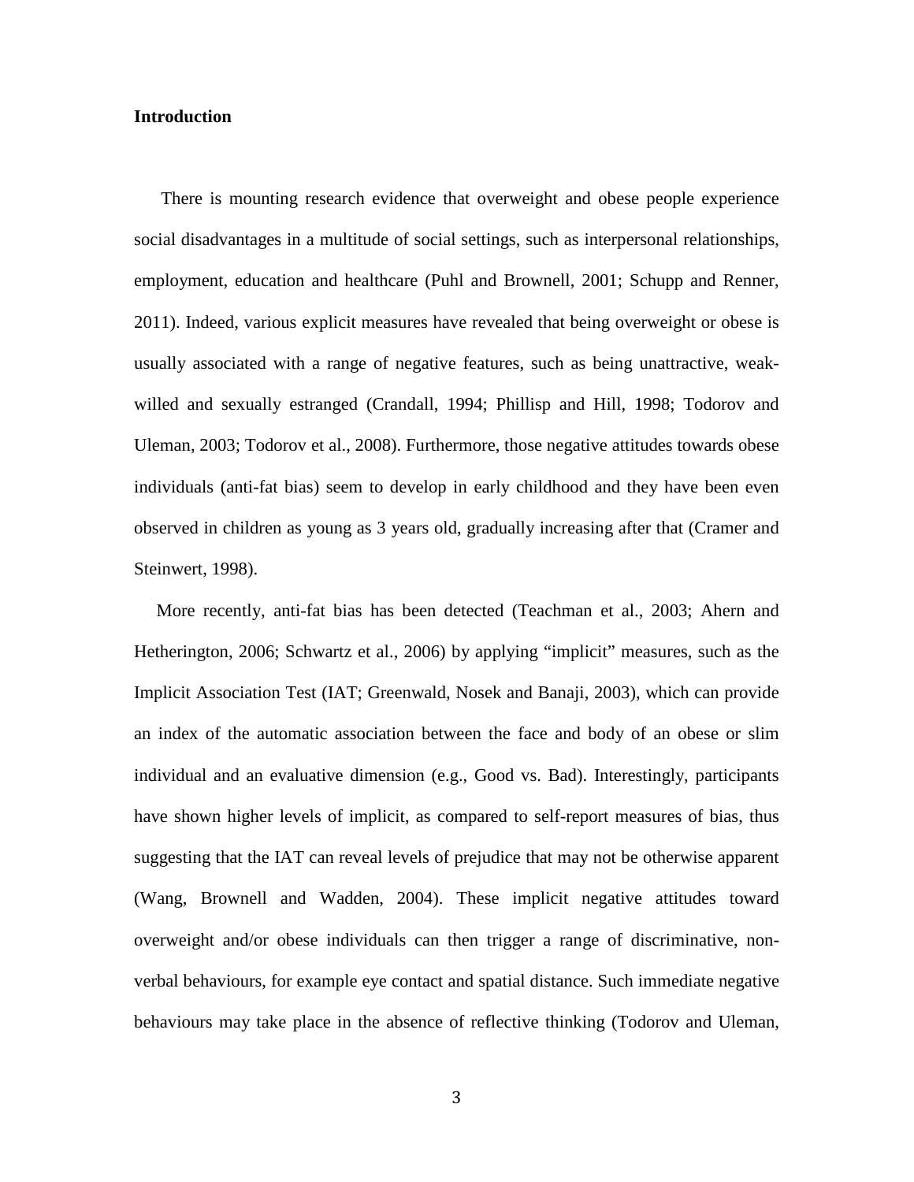**Introduction**

There is mounting research evidence that overweight and obese people experience social disadvantages in a multitude of social settings, such as interpersonal relationships, employment, education and healthcare (Puhl and Brownell, 2001; Schupp and Renner, 2011). Indeed, various explicit measures have revealed that being overweight or obese is usually associated with a range of negative features, such as being unattractive, weak-willed and sexually estranged (Crandall, 1994; Phillisp and Hill, 1998; Todorov and Uleman, 2003; Todorov et al., 2008). Furthermore, those negative attitudes towards obese individuals (anti-fat bias) seem to develop in early childhood and they have been even observed in children as young as 3 years old, gradually increasing after that (Cramer and Steinwert, 1998).

More recently, anti-fat bias has been detected (Teachman et al., 2003; Ahern and Hetherington, 2006; Schwartz et al., 2006) by applying "implicit" measures, such as the Implicit Association Test (IAT; Greenwald, Nosek and Banaji, 2003), which can provide an index of the automatic association between the face and body of an obese or slim individual and an evaluative dimension (e.g., Good vs. Bad). Interestingly, participants have shown higher levels of implicit, as compared to self-report measures of bias, thus suggesting that the IAT can reveal levels of prejudice that may not be otherwise apparent (Wang, Brownell and Wadden, 2004). These implicit negative attitudes toward overweight and/or obese individuals can then trigger a range of discriminative, non-verbal behaviours, for example eye contact and spatial distance. Such immediate negative behaviours may take place in the absence of reflective thinking (Todorov and Uleman,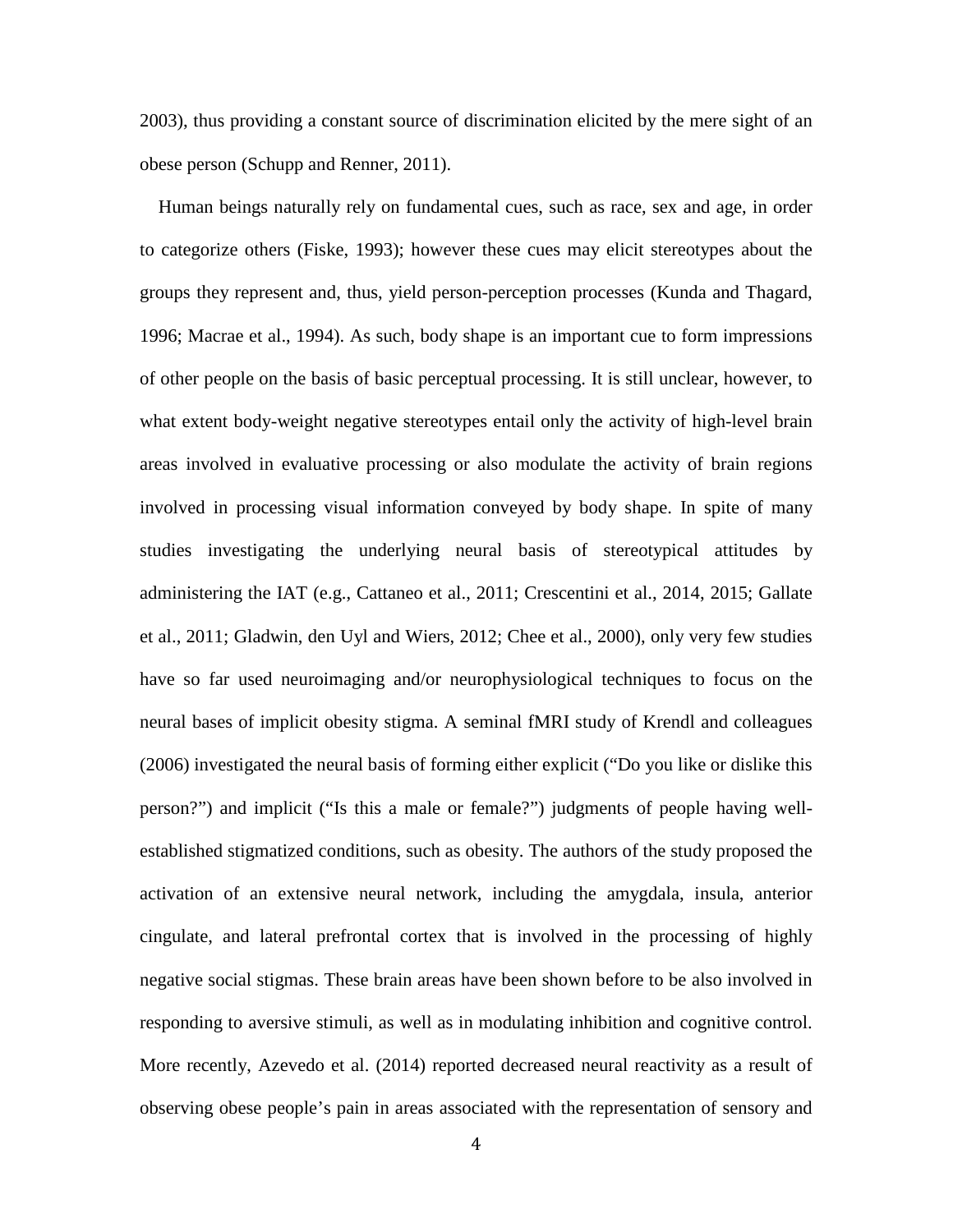2003), thus providing a constant source of discrimination elicited by the mere sight of an obese person (Schupp and Renner, 2011).

Human beings naturally rely on fundamental cues, such as race, sex and age, in order to categorize others (Fiske, 1993); however these cues may elicit stereotypes about the groups they represent and, thus, yield person-perception processes (Kunda and Thagard, 1996; Macrae et al., 1994). As such, body shape is an important cue to form impressions of other people on the basis of basic perceptual processing. It is still unclear, however, to what extent body-weight negative stereotypes entail only the activity of high-level brain areas involved in evaluative processing or also modulate the activity of brain regions involved in processing visual information conveyed by body shape. In spite of many studies investigating the underlying neural basis of stereotypical attitudes by administering the IAT (e.g., Cattaneo et al., 2011; Crescentini et al., 2014, 2015; Gallate et al., 2011; Gladwin, den Uyl and Wiers, 2012; Chee et al., 2000), only very few studies have so far used neuroimaging and/or neurophysiological techniques to focus on the neural bases of implicit obesity stigma. A seminal fMRI study of Krendl and colleagues (2006) investigated the neural basis of forming either explicit ("Do you like or dislike this person?") and implicit ("Is this a male or female?") judgments of people having well-established stigmatized conditions, such as obesity. The authors of the study proposed the activation of an extensive neural network, including the amygdala, insula, anterior cingulate, and lateral prefrontal cortex that is involved in the processing of highly negative social stigmas. These brain areas have been shown before to be also involved in responding to aversive stimuli, as well as in modulating inhibition and cognitive control. More recently, Azevedo et al. (2014) reported decreased neural reactivity as a result of observing obese people's pain in areas associated with the representation of sensory and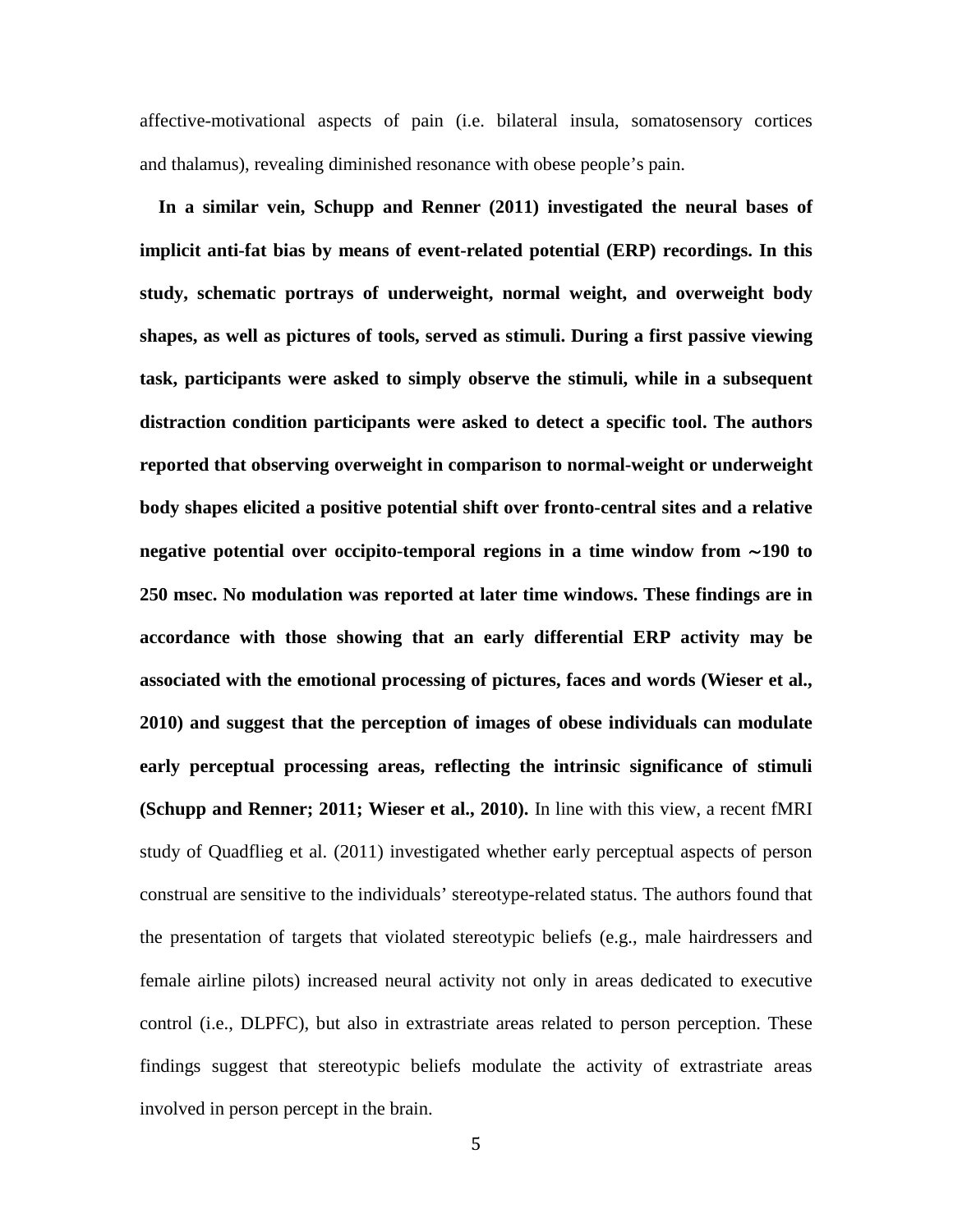affective-motivational aspects of pain (i.e. bilateral insula, somatosensory cortices and thalamus), revealing diminished resonance with obese people's pain.

**In a similar vein, Schupp and Renner (2011) investigated the neural bases of implicit anti-fat bias by means of event-related potential (ERP) recordings. In this study, schematic portrays of underweight, normal weight, and overweight body shapes, as well as pictures of tools, served as stimuli. During a first passive viewing task, participants were asked to simply observe the stimuli, while in a subsequent distraction condition participants were asked to detect a specific tool. The authors reported that observing overweight in comparison to normal-weight or underweight body shapes elicited a positive potential shift over fronto-central sites and a relative negative potential over occipito-temporal regions in a time window from ∼190 to 250 msec. No modulation was reported at later time windows. These findings are in accordance with those showing that an early differential ERP activity may be associated with the emotional processing of pictures, faces and words (Wieser et al., 2010) and suggest that the perception of images of obese individuals can modulate early perceptual processing areas, reflecting the intrinsic significance of stimuli (Schupp and Renner; 2011; Wieser et al., 2010).** In line with this view, a recent fMRI study of Quadflieg et al. (2011) investigated whether early perceptual aspects of person construal are sensitive to the individuals' stereotype-related status. The authors found that the presentation of targets that violated stereotypic beliefs (e.g., male hairdressers and female airline pilots) increased neural activity not only in areas dedicated to executive control (i.e., DLPFC), but also in extrastriate areas related to person perception. These findings suggest that stereotypic beliefs modulate the activity of extrastriate areas involved in person percept in the brain.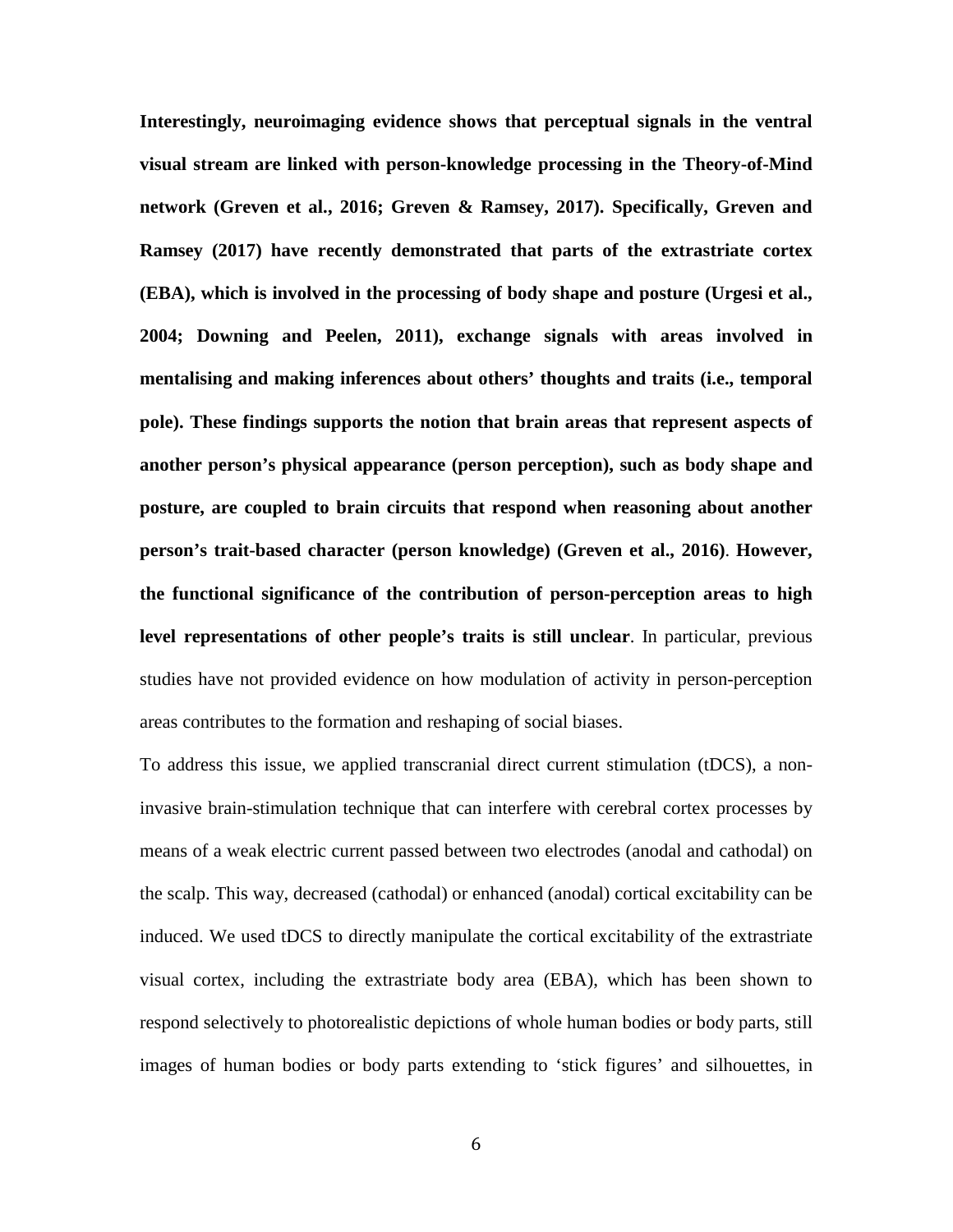**Interestingly, neuroimaging evidence shows that perceptual signals in the ventral visual stream are linked with person-knowledge processing in the Theory-of-Mind network (Greven et al., 2016; Greven & Ramsey, 2017). Specifically, Greven and Ramsey (2017) have recently demonstrated that parts of the extrastriate cortex (EBA), which is involved in the processing of body shape and posture (Urgesi et al., 2004; Downing and Peelen, 2011), exchange signals with areas involved in mentalising and making inferences about others' thoughts and traits (i.e., temporal pole). These findings supports the notion that brain areas that represent aspects of another person's physical appearance (person perception), such as body shape and posture, are coupled to brain circuits that respond when reasoning about another person's trait-based character (person knowledge) (Greven et al., 2016)**. **However, the functional significance of the contribution of person-perception areas to high level representations of other people's traits is still unclear**. In particular, previous studies have not provided evidence on how modulation of activity in person-perception areas contributes to the formation and reshaping of social biases.

To address this issue, we applied transcranial direct current stimulation (tDCS), a non-invasive brain-stimulation technique that can interfere with cerebral cortex processes by means of a weak electric current passed between two electrodes (anodal and cathodal) on the scalp. This way, decreased (cathodal) or enhanced (anodal) cortical excitability can be induced. We used tDCS to directly manipulate the cortical excitability of the extrastriate visual cortex, including the extrastriate body area (EBA), which has been shown to respond selectively to photorealistic depictions of whole human bodies or body parts, still images of human bodies or body parts extending to 'stick figures' and silhouettes, in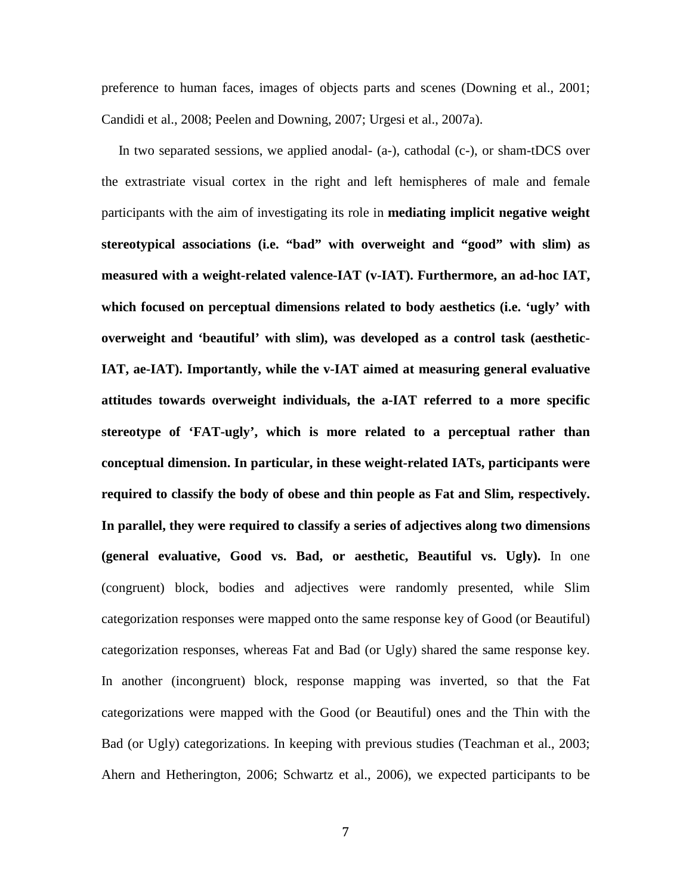preference to human faces, images of objects parts and scenes (Downing et al., 2001; Candidi et al., 2008; Peelen and Downing, 2007; Urgesi et al., 2007a).

In two separated sessions, we applied anodal- (a-), cathodal (c-), or sham-tDCS over the extrastriate visual cortex in the right and left hemispheres of male and female participants with the aim of investigating its role in **mediating implicit negative weight stereotypical associations (i.e. "bad" with overweight and "good" with slim) as measured with a weight-related valence-IAT (v-IAT). Furthermore, an ad-hoc IAT, which focused on perceptual dimensions related to body aesthetics (i.e. 'ugly' with overweight and 'beautiful' with slim), was developed as a control task (aesthetic-IAT, ae-IAT). Importantly, while the v-IAT aimed at measuring general evaluative attitudes towards overweight individuals, the a-IAT referred to a more specific stereotype of 'FAT-ugly', which is more related to a perceptual rather than conceptual dimension. In particular, in these weight-related IATs, participants were required to classify the body of obese and thin people as Fat and Slim, respectively. In parallel, they were required to classify a series of adjectives along two dimensions (general evaluative, Good vs. Bad, or aesthetic, Beautiful vs. Ugly).** In one (congruent) block, bodies and adjectives were randomly presented, while Slim categorization responses were mapped onto the same response key of Good (or Beautiful) categorization responses, whereas Fat and Bad (or Ugly) shared the same response key. In another (incongruent) block, response mapping was inverted, so that the Fat categorizations were mapped with the Good (or Beautiful) ones and the Thin with the Bad (or Ugly) categorizations. In keeping with previous studies (Teachman et al., 2003; Ahern and Hetherington, 2006; Schwartz et al., 2006), we expected participants to be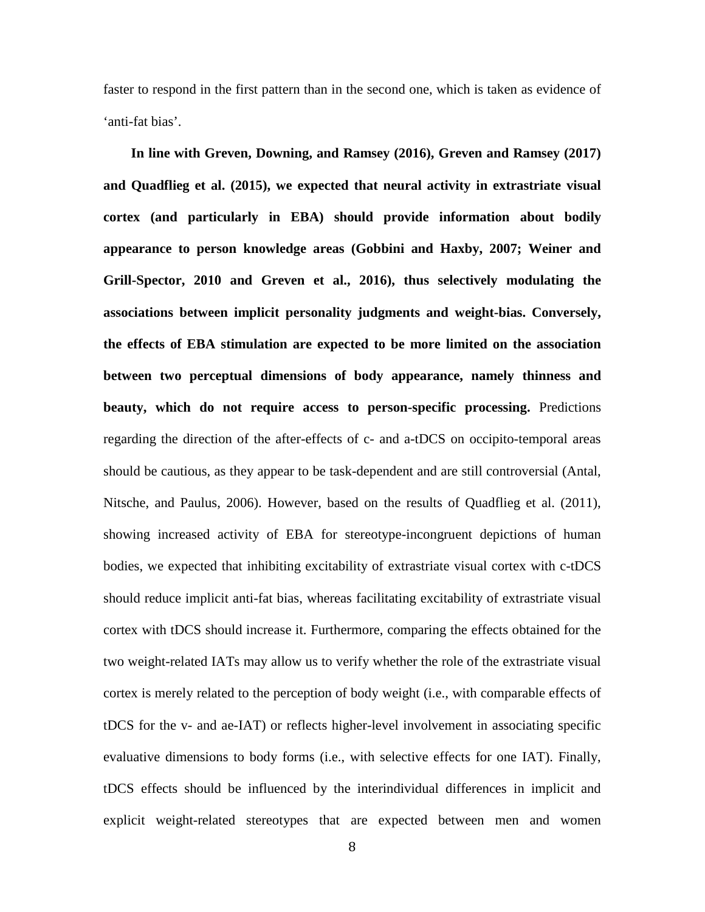faster to respond in the first pattern than in the second one, which is taken as evidence of 'anti-fat bias'.

**In line with Greven, Downing, and Ramsey (2016), Greven and Ramsey (2017) and Quadflieg et al. (2015), we expected that neural activity in extrastriate visual cortex (and particularly in EBA) should provide information about bodily appearance to person knowledge areas (Gobbini and Haxby, 2007; Weiner and Grill-Spector, 2010 and Greven et al., 2016), thus selectively modulating the associations between implicit personality judgments and weight-bias. Conversely, the effects of EBA stimulation are expected to be more limited on the association between two perceptual dimensions of body appearance, namely thinness and beauty, which do not require access to person-specific processing.** Predictions regarding the direction of the after-effects of c- and a-tDCS on occipito-temporal areas should be cautious, as they appear to be task-dependent and are still controversial (Antal, Nitsche, and Paulus, 2006). However, based on the results of Quadflieg et al. (2011), showing increased activity of EBA for stereotype-incongruent depictions of human bodies, we expected that inhibiting excitability of extrastriate visual cortex with c-tDCS should reduce implicit anti-fat bias, whereas facilitating excitability of extrastriate visual cortex with tDCS should increase it. Furthermore, comparing the effects obtained for the two weight-related IATs may allow us to verify whether the role of the extrastriate visual cortex is merely related to the perception of body weight (i.e., with comparable effects of tDCS for the v- and ae-IAT) or reflects higher-level involvement in associating specific evaluative dimensions to body forms (i.e., with selective effects for one IAT). Finally, tDCS effects should be influenced by the interindividual differences in implicit and explicit weight-related stereotypes that are expected between men and women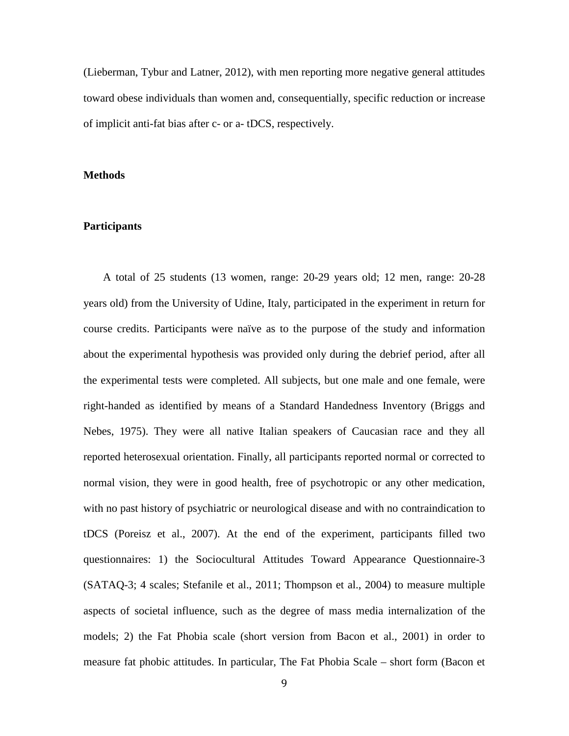(Lieberman, Tybur and Latner, 2012), with men reporting more negative general attitudes toward obese individuals than women and, consequentially, specific reduction or increase of implicit anti-fat bias after c- or a- tDCS, respectively.

## Methods

### Participants

A total of 25 students (13 women, range: 20-29 years old; 12 men, range: 20-28 years old) from the University of Udine, Italy, participated in the experiment in return for course credits. Participants were naïve as to the purpose of the study and information about the experimental hypothesis was provided only during the debrief period, after all the experimental tests were completed. All subjects, but one male and one female, were right-handed as identified by means of a Standard Handedness Inventory (Briggs and Nebes, 1975). They were all native Italian speakers of Caucasian race and they all reported heterosexual orientation. Finally, all participants reported normal or corrected to normal vision, they were in good health, free of psychotropic or any other medication, with no past history of psychiatric or neurological disease and with no contraindication to tDCS (Poreisz et al., 2007). At the end of the experiment, participants filled two questionnaires: 1) the Sociocultural Attitudes Toward Appearance Questionnaire-3 (SATAQ-3; 4 scales; Stefanile et al., 2011; Thompson et al., 2004) to measure multiple aspects of societal influence, such as the degree of mass media internalization of the models; 2) the Fat Phobia scale (short version from Bacon et al., 2001) in order to measure fat phobic attitudes. In particular, The Fat Phobia Scale – short form (Bacon et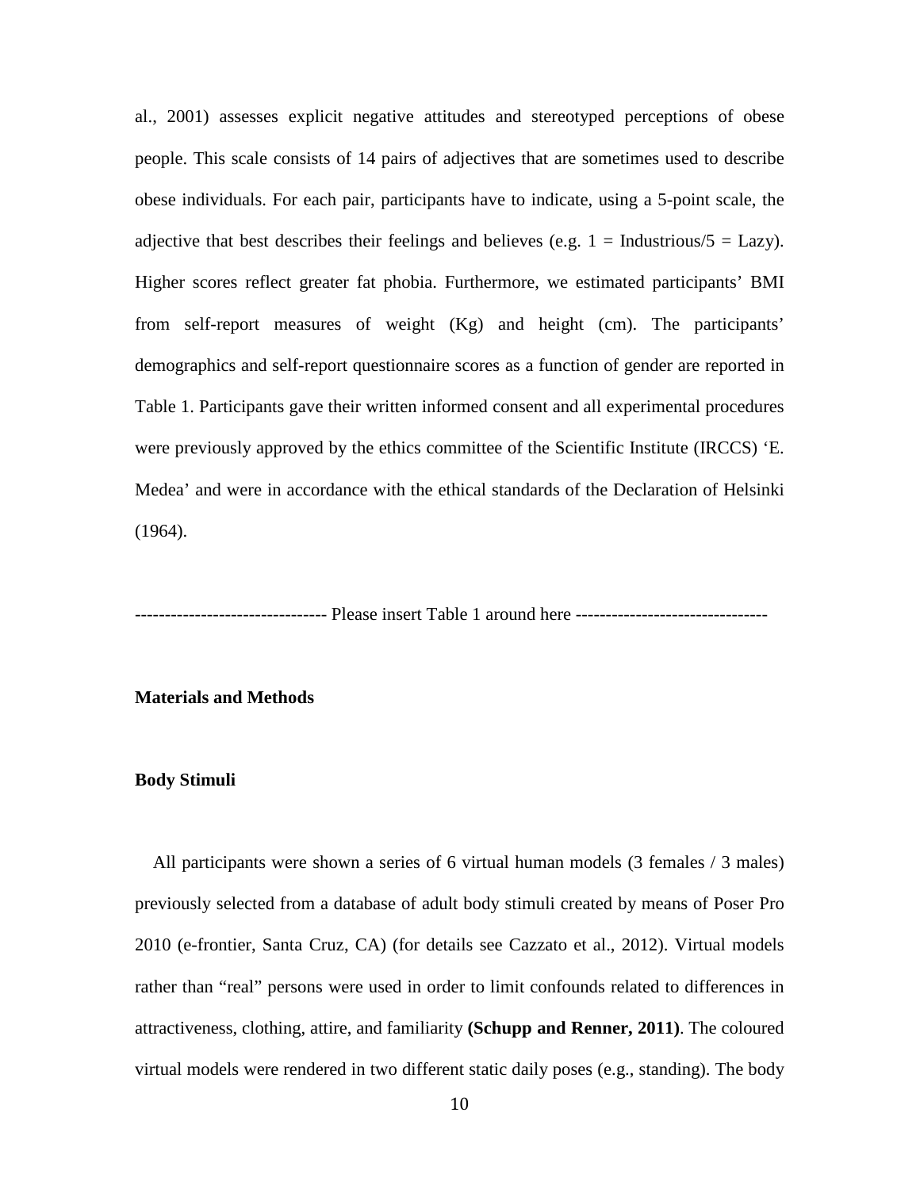al., 2001) assesses explicit negative attitudes and stereotyped perceptions of obese people. This scale consists of 14 pairs of adjectives that are sometimes used to describe obese individuals. For each pair, participants have to indicate, using a 5-point scale, the adjective that best describes their feelings and believes (e.g. 1 = Industrious/5 = Lazy). Higher scores reflect greater fat phobia. Furthermore, we estimated participants' BMI from self-report measures of weight (Kg) and height (cm). The participants' demographics and self-report questionnaire scores as a function of gender are reported in Table 1. Participants gave their written informed consent and all experimental procedures were previously approved by the ethics committee of the Scientific Institute (IRCCS) 'E. Medea' and were in accordance with the ethical standards of the Declaration of Helsinki (1964).

-------------------------------- Please insert Table 1 around here --------------------------------

**Materials and Methods**

**Body Stimuli**

All participants were shown a series of 6 virtual human models (3 females / 3 males) previously selected from a database of adult body stimuli created by means of Poser Pro 2010 (e-frontier, Santa Cruz, CA) (for details see Cazzato et al., 2012). Virtual models rather than "real" persons were used in order to limit confounds related to differences in attractiveness, clothing, attire, and familiarity **(Schupp and Renner, 2011)**. The coloured virtual models were rendered in two different static daily poses (e.g., standing). The body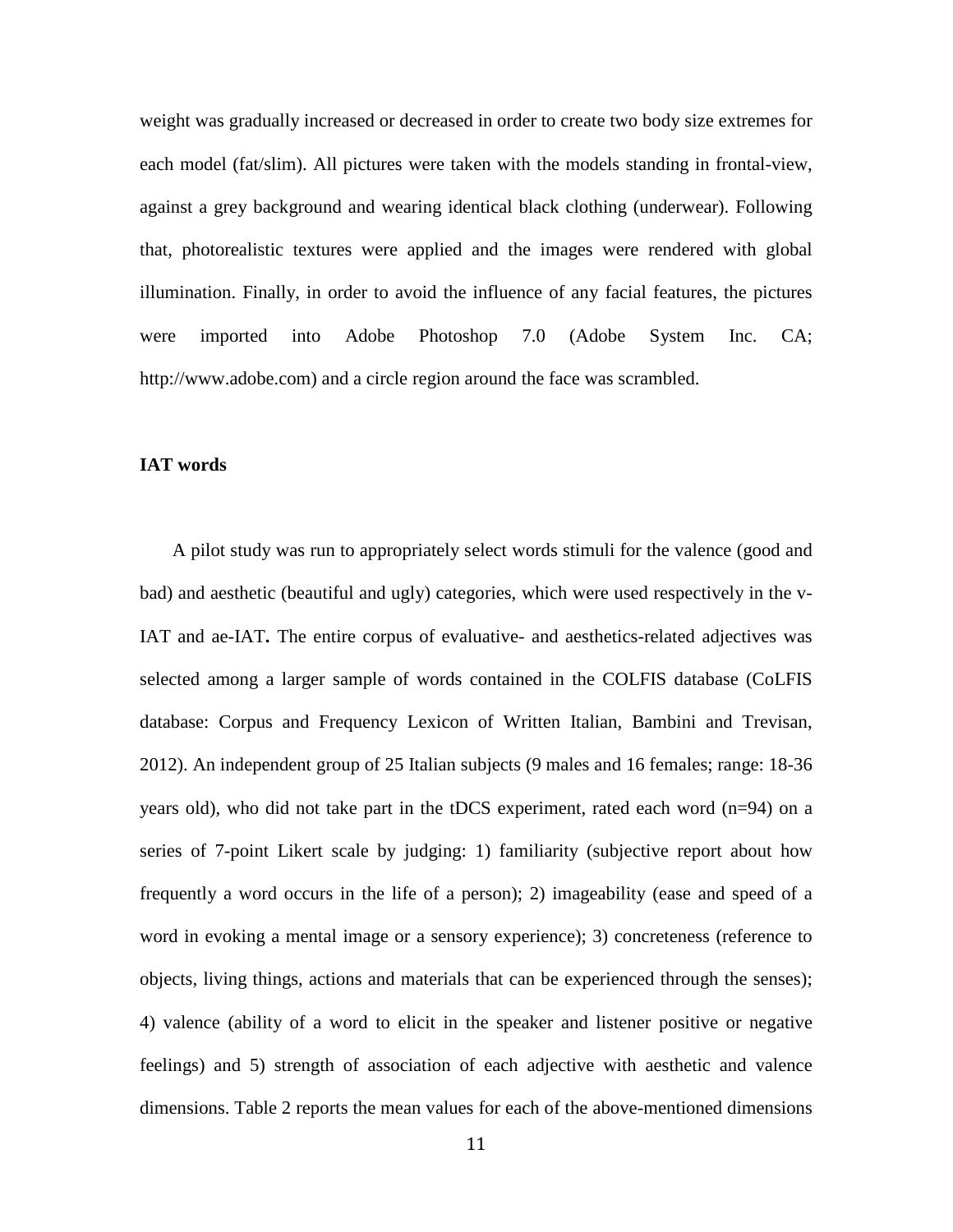weight was gradually increased or decreased in order to create two body size extremes for each model (fat/slim). All pictures were taken with the models standing in frontal-view, against a grey background and wearing identical black clothing (underwear). Following that, photorealistic textures were applied and the images were rendered with global illumination. Finally, in order to avoid the influence of any facial features, the pictures were imported into Adobe Photoshop 7.0 (Adobe System Inc. CA; http://www.adobe.com) and a circle region around the face was scrambled.

### IAT words

A pilot study was run to appropriately select words stimuli for the valence (good and bad) and aesthetic (beautiful and ugly) categories, which were used respectively in the v-IAT and ae-IAT**.** The entire corpus of evaluative- and aesthetics-related adjectives was selected among a larger sample of words contained in the COLFIS database (CoLFIS database: Corpus and Frequency Lexicon of Written Italian, Bambini and Trevisan, 2012). An independent group of 25 Italian subjects (9 males and 16 females; range: 18-36 years old), who did not take part in the tDCS experiment, rated each word (n=94) on a series of 7-point Likert scale by judging: 1) familiarity (subjective report about how frequently a word occurs in the life of a person); 2) imageability (ease and speed of a word in evoking a mental image or a sensory experience); 3) concreteness (reference to objects, living things, actions and materials that can be experienced through the senses); 4) valence (ability of a word to elicit in the speaker and listener positive or negative feelings) and 5) strength of association of each adjective with aesthetic and valence dimensions. Table 2 reports the mean values for each of the above-mentioned dimensions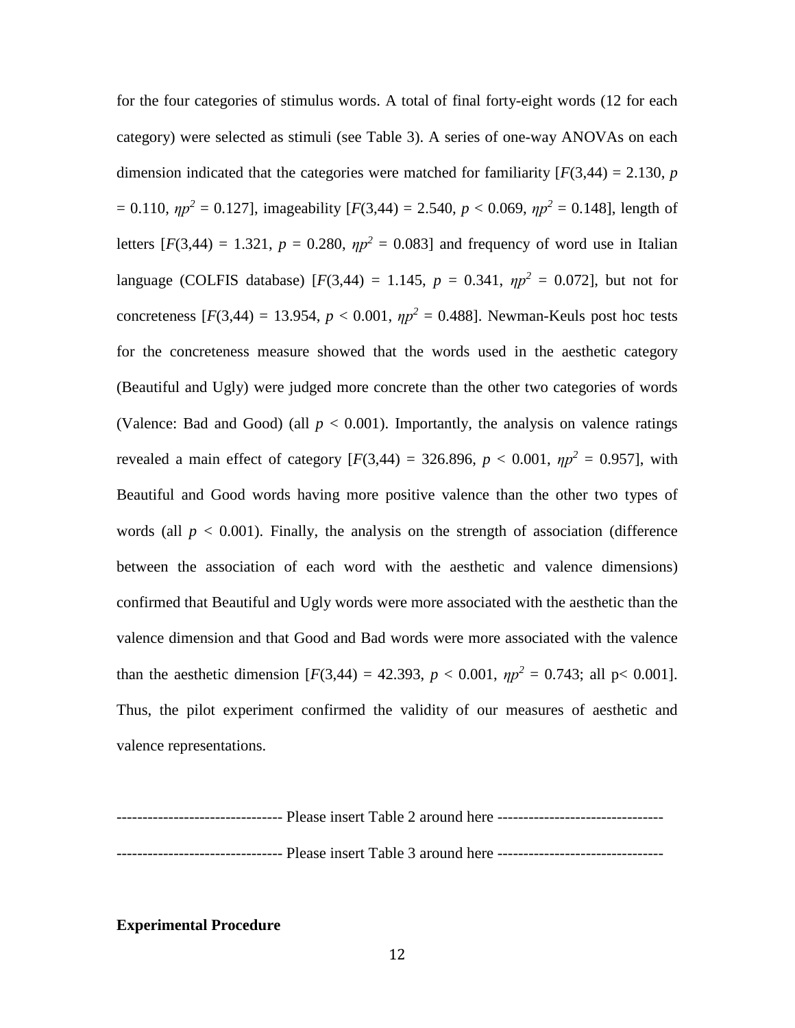for the four categories of stimulus words. A total of final forty-eight words (12 for each category) were selected as stimuli (see Table 3). A series of one-way ANOVAs on each dimension indicated that the categories were matched for familiarity [$F(3,44) = 2.130$, $p = 0.110$, $\eta p^2 = 0.127$], imageability [$F(3,44) = 2.540$, $p < 0.069$, $\eta p^2 = 0.148$], length of letters [$F(3,44) = 1.321$, $p = 0.280$, $\eta p^2 = 0.083$] and frequency of word use in Italian language (COLFIS database) [$F(3,44) = 1.145$, $p = 0.341$, $\eta p^2 = 0.072$], but not for concreteness [$F(3,44) = 13.954$, $p < 0.001$, $\eta p^2 = 0.488$]. Newman-Keuls post hoc tests for the concreteness measure showed that the words used in the aesthetic category (Beautiful and Ugly) were judged more concrete than the other two categories of words (Valence: Bad and Good) (all $p < 0.001$). Importantly, the analysis on valence ratings revealed a main effect of category [$F(3,44) = 326.896$, $p < 0.001$, $\eta p^2 = 0.957$], with Beautiful and Good words having more positive valence than the other two types of words (all $p < 0.001$). Finally, the analysis on the strength of association (difference between the association of each word with the aesthetic and valence dimensions) confirmed that Beautiful and Ugly words were more associated with the aesthetic than the valence dimension and that Good and Bad words were more associated with the valence than the aesthetic dimension [$F(3,44) = 42.393$, $p < 0.001$, $\eta p^2 = 0.743$; all $p < 0.001$]. Thus, the pilot experiment confirmed the validity of our measures of aesthetic and valence representations.

-------------------------------- Please insert Table 2 around here --------------------------------

-------------------------------- Please insert Table 3 around here --------------------------------

**Experimental Procedure**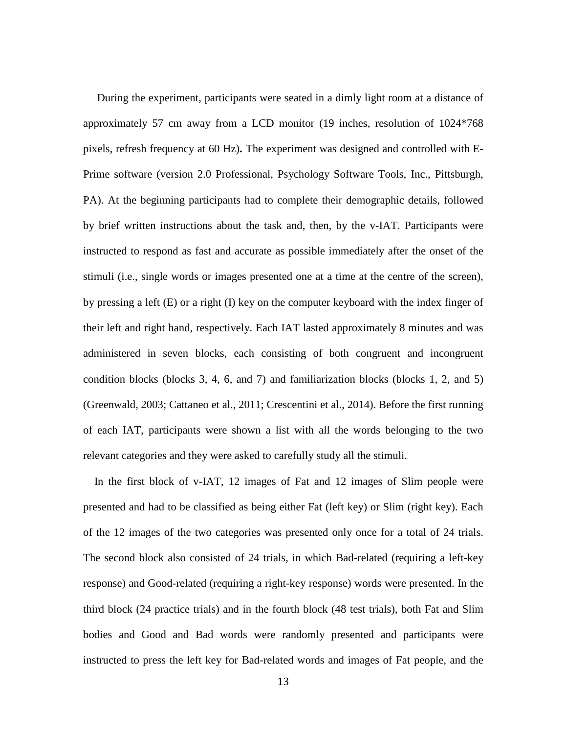During the experiment, participants were seated in a dimly light room at a distance of approximately 57 cm away from a LCD monitor (19 inches, resolution of 1024*768 pixels, refresh frequency at 60 Hz)**.** The experiment was designed and controlled with E-Prime software (version 2.0 Professional, Psychology Software Tools, Inc., Pittsburgh, PA). At the beginning participants had to complete their demographic details, followed by brief written instructions about the task and, then, by the v-IAT. Participants were instructed to respond as fast and accurate as possible immediately after the onset of the stimuli (i.e., single words or images presented one at a time at the centre of the screen), by pressing a left (E) or a right (I) key on the computer keyboard with the index finger of their left and right hand, respectively. Each IAT lasted approximately 8 minutes and was administered in seven blocks, each consisting of both congruent and incongruent condition blocks (blocks 3, 4, 6, and 7) and familiarization blocks (blocks 1, 2, and 5) (Greenwald, 2003; Cattaneo et al., 2011; Crescentini et al., 2014). Before the first running of each IAT, participants were shown a list with all the words belonging to the two relevant categories and they were asked to carefully study all the stimuli.

In the first block of v-IAT, 12 images of Fat and 12 images of Slim people were presented and had to be classified as being either Fat (left key) or Slim (right key). Each of the 12 images of the two categories was presented only once for a total of 24 trials. The second block also consisted of 24 trials, in which Bad-related (requiring a left-key response) and Good-related (requiring a right-key response) words were presented. In the third block (24 practice trials) and in the fourth block (48 test trials), both Fat and Slim bodies and Good and Bad words were randomly presented and participants were instructed to press the left key for Bad-related words and images of Fat people, and the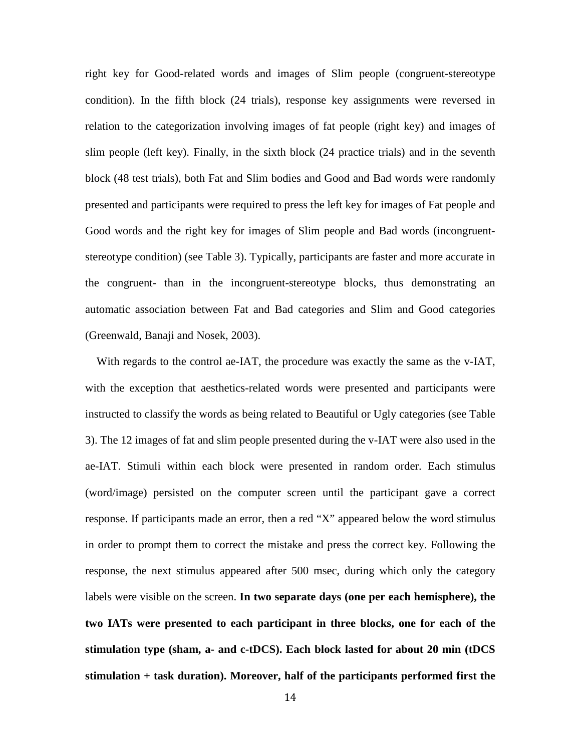right key for Good-related words and images of Slim people (congruent-stereotype condition). In the fifth block (24 trials), response key assignments were reversed in relation to the categorization involving images of fat people (right key) and images of slim people (left key). Finally, in the sixth block (24 practice trials) and in the seventh block (48 test trials), both Fat and Slim bodies and Good and Bad words were randomly presented and participants were required to press the left key for images of Fat people and Good words and the right key for images of Slim people and Bad words (incongruent-stereotype condition) (see Table 3). Typically, participants are faster and more accurate in the congruent- than in the incongruent-stereotype blocks, thus demonstrating an automatic association between Fat and Bad categories and Slim and Good categories (Greenwald, Banaji and Nosek, 2003).

With regards to the control ae-IAT, the procedure was exactly the same as the v-IAT, with the exception that aesthetics-related words were presented and participants were instructed to classify the words as being related to Beautiful or Ugly categories (see Table 3). The 12 images of fat and slim people presented during the v-IAT were also used in the ae-IAT. Stimuli within each block were presented in random order. Each stimulus (word/image) persisted on the computer screen until the participant gave a correct response. If participants made an error, then a red "X" appeared below the word stimulus in order to prompt them to correct the mistake and press the correct key. Following the response, the next stimulus appeared after 500 msec, during which only the category labels were visible on the screen. **In two separate days (one per each hemisphere), the two IATs were presented to each participant in three blocks, one for each of the stimulation type (sham, a- and c-tDCS). Each block lasted for about 20 min (tDCS stimulation + task duration). Moreover, half of the participants performed first the**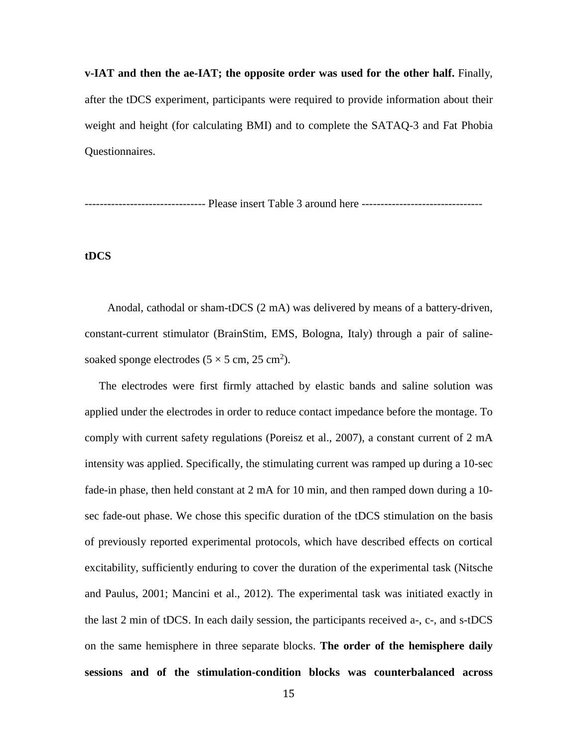**v-IAT and then the ae-IAT; the opposite order was used for the other half.** Finally, after the tDCS experiment, participants were required to provide information about their weight and height (for calculating BMI) and to complete the SATAQ-3 and Fat Phobia Questionnaires.

------------------------------- Please insert Table 3 around here -------------------------------

**tDCS**

Anodal, cathodal or sham-tDCS (2 mA) was delivered by means of a battery-driven, constant-current stimulator (BrainStim, EMS, Bologna, Italy) through a pair of saline-soaked sponge electrodes ($5 \times 5$ cm, 25 $cm^2$).

The electrodes were first firmly attached by elastic bands and saline solution was applied under the electrodes in order to reduce contact impedance before the montage. To comply with current safety regulations (Poreisz et al., 2007), a constant current of 2 mA intensity was applied. Specifically, the stimulating current was ramped up during a 10-sec fade-in phase, then held constant at 2 mA for 10 min, and then ramped down during a 10-sec fade-out phase. We chose this specific duration of the tDCS stimulation on the basis of previously reported experimental protocols, which have described effects on cortical excitability, sufficiently enduring to cover the duration of the experimental task (Nitsche and Paulus, 2001; Mancini et al., 2012). The experimental task was initiated exactly in the last 2 min of tDCS. In each daily session, the participants received a-, c-, and s-tDCS on the same hemisphere in three separate blocks. **The order of the hemisphere daily sessions and of the stimulation-condition blocks was counterbalanced across**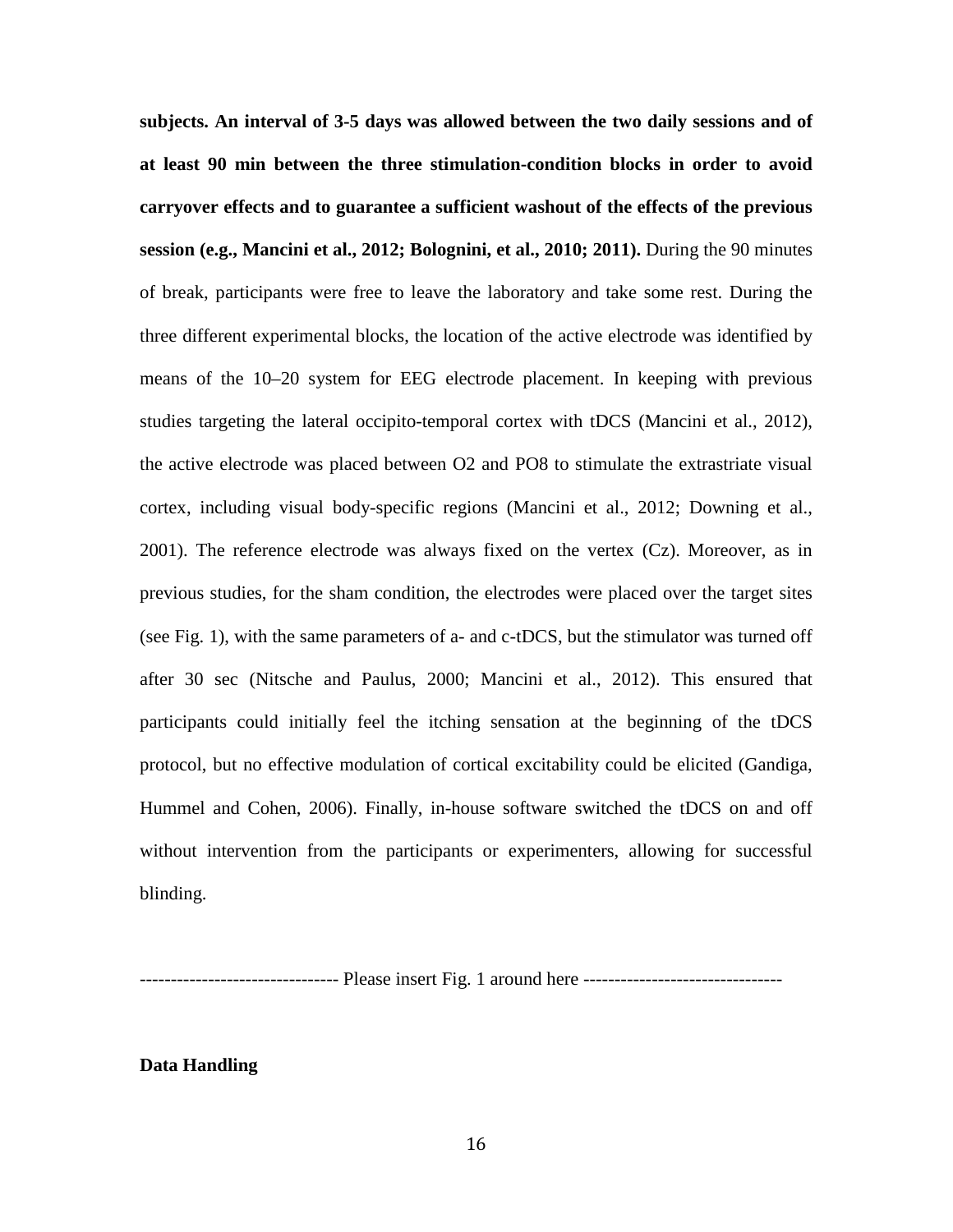**subjects. An interval of 3-5 days was allowed between the two daily sessions and of at least 90 min between the three stimulation-condition blocks in order to avoid carryover effects and to guarantee a sufficient washout of the effects of the previous session (e.g., Mancini et al., 2012; Bolognini, et al., 2010; 2011).** During the 90 minutes of break, participants were free to leave the laboratory and take some rest. During the three different experimental blocks, the location of the active electrode was identified by means of the 10–20 system for EEG electrode placement. In keeping with previous studies targeting the lateral occipito-temporal cortex with tDCS (Mancini et al., 2012), the active electrode was placed between O2 and PO8 to stimulate the extrastriate visual cortex, including visual body-specific regions (Mancini et al., 2012; Downing et al., 2001). The reference electrode was always fixed on the vertex (Cz). Moreover, as in previous studies, for the sham condition, the electrodes were placed over the target sites (see Fig. 1), with the same parameters of a- and c-tDCS, but the stimulator was turned off after 30 sec (Nitsche and Paulus, 2000; Mancini et al., 2012). This ensured that participants could initially feel the itching sensation at the beginning of the tDCS protocol, but no effective modulation of cortical excitability could be elicited (Gandiga, Hummel and Cohen, 2006). Finally, in-house software switched the tDCS on and off without intervention from the participants or experimenters, allowing for successful blinding.

-------------------------------- Please insert Fig. 1 around here --------------------------------

**Data Handling**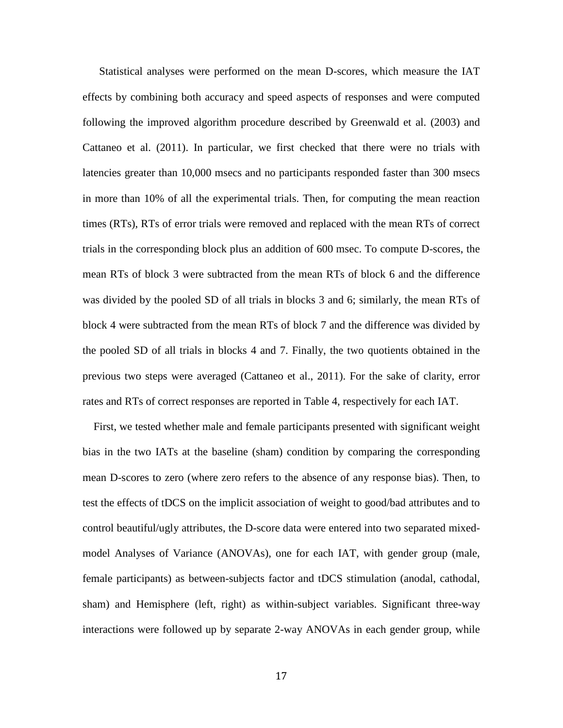Statistical analyses were performed on the mean D-scores, which measure the IAT effects by combining both accuracy and speed aspects of responses and were computed following the improved algorithm procedure described by Greenwald et al. (2003) and Cattaneo et al. (2011). In particular, we first checked that there were no trials with latencies greater than 10,000 msecs and no participants responded faster than 300 msecs in more than 10% of all the experimental trials. Then, for computing the mean reaction times (RTs), RTs of error trials were removed and replaced with the mean RTs of correct trials in the corresponding block plus an addition of 600 msec. To compute D-scores, the mean RTs of block 3 were subtracted from the mean RTs of block 6 and the difference was divided by the pooled SD of all trials in blocks 3 and 6; similarly, the mean RTs of block 4 were subtracted from the mean RTs of block 7 and the difference was divided by the pooled SD of all trials in blocks 4 and 7. Finally, the two quotients obtained in the previous two steps were averaged (Cattaneo et al., 2011). For the sake of clarity, error rates and RTs of correct responses are reported in Table 4, respectively for each IAT.

First, we tested whether male and female participants presented with significant weight bias in the two IATs at the baseline (sham) condition by comparing the corresponding mean D-scores to zero (where zero refers to the absence of any response bias). Then, to test the effects of tDCS on the implicit association of weight to good/bad attributes and to control beautiful/ugly attributes, the D-score data were entered into two separated mixed-model Analyses of Variance (ANOVAs), one for each IAT, with gender group (male, female participants) as between-subjects factor and tDCS stimulation (anodal, cathodal, sham) and Hemisphere (left, right) as within-subject variables. Significant three-way interactions were followed up by separate 2-way ANOVAs in each gender group, while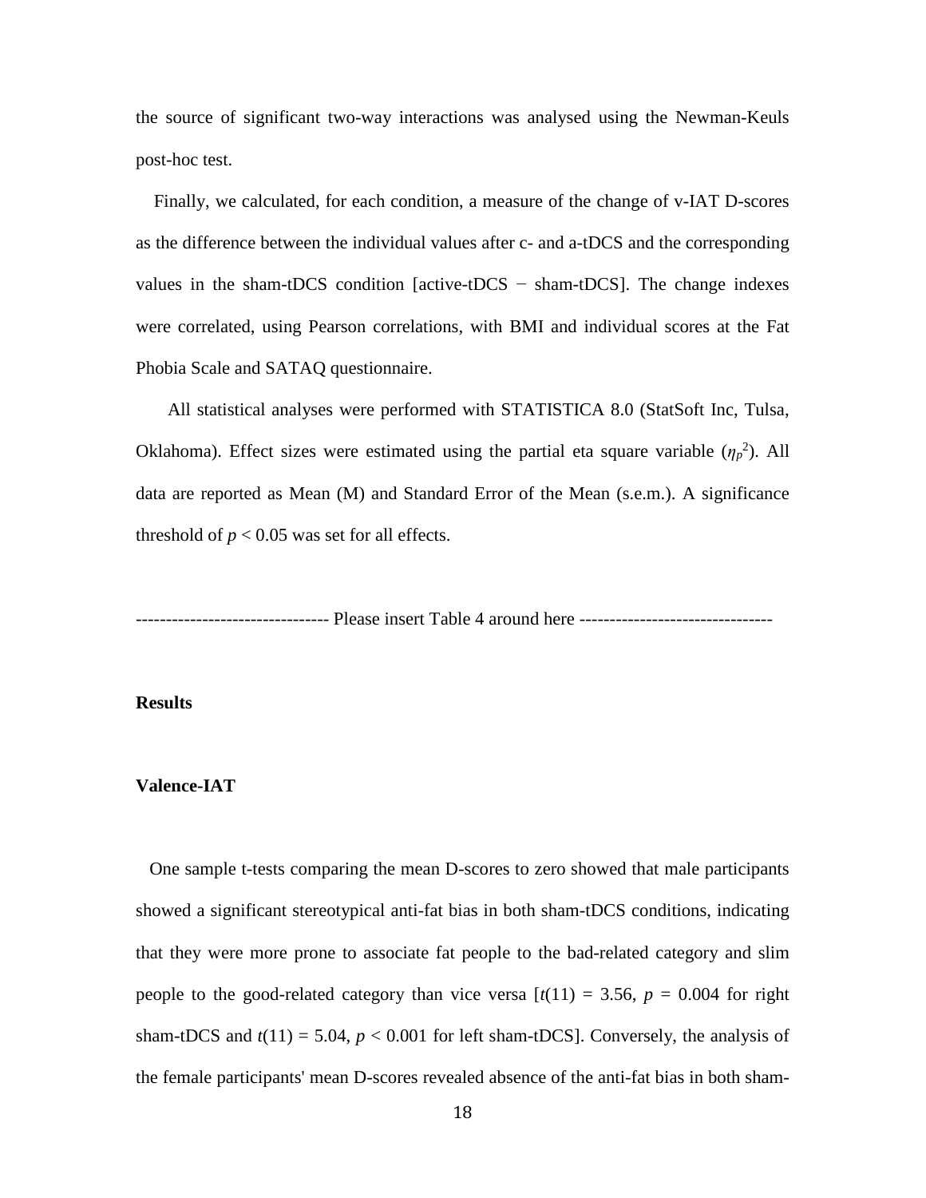the source of significant two-way interactions was analysed using the Newman-Keuls post-hoc test.

Finally, we calculated, for each condition, a measure of the change of v-IAT D-scores as the difference between the individual values after c- and a-tDCS and the corresponding values in the sham-tDCS condition [active-tDCS − sham-tDCS]. The change indexes were correlated, using Pearson correlations, with BMI and individual scores at the Fat Phobia Scale and SATAQ questionnaire.

All statistical analyses were performed with STATISTICA 8.0 (StatSoft Inc, Tulsa, Oklahoma). Effect sizes were estimated using the partial eta square variable ($\eta_p^2$). All data are reported as Mean (M) and Standard Error of the Mean (s.e.m.). A significance threshold of $p < 0.05$ was set for all effects.

------------------------------- Please insert Table 4 around here -------------------------------

## Results

### Valence-IAT

One sample t-tests comparing the mean D-scores to zero showed that male participants showed a significant stereotypical anti-fat bias in both sham-tDCS conditions, indicating that they were more prone to associate fat people to the bad-related category and slim people to the good-related category than vice versa [$t(11) = 3.56$, $p = 0.004$ for right sham-tDCS and $t(11) = 5.04$, $p < 0.001$ for left sham-tDCS]. Conversely, the analysis of the female participants' mean D-scores revealed absence of the anti-fat bias in both sham-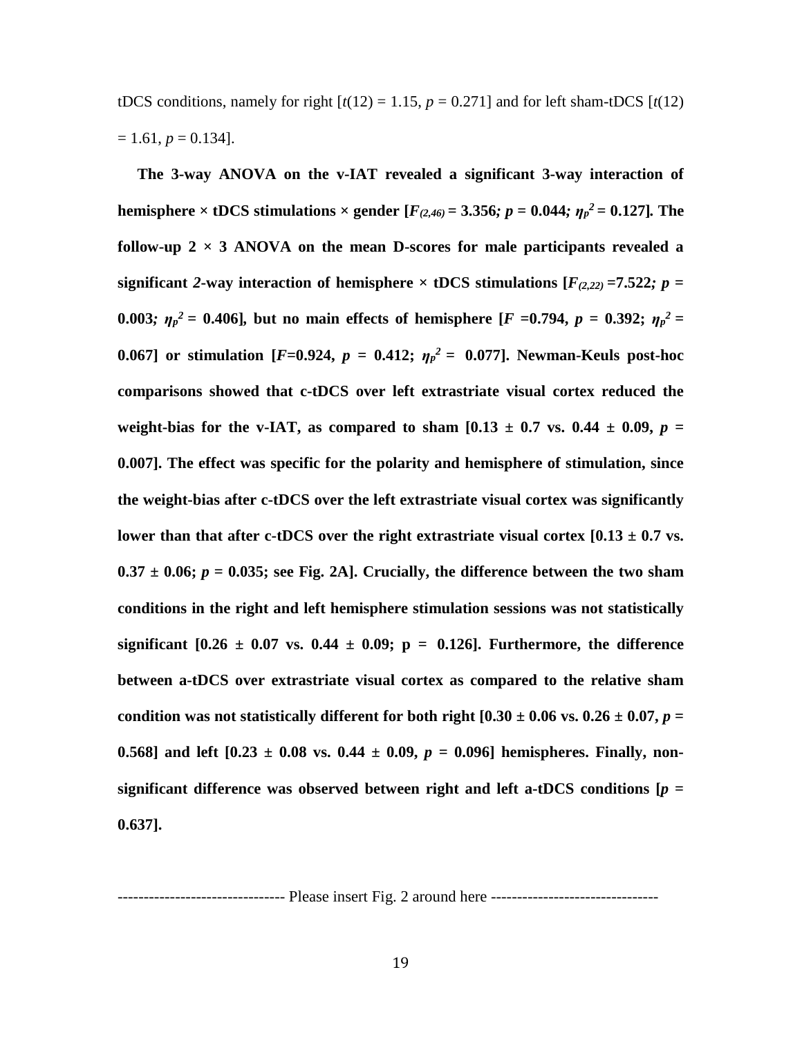tDCS conditions, namely for right [$t(12) = 1.15$, $p = 0.271$] and for left sham-tDCS [$t(12) = 1.61$, $p = 0.134$].

**The 3-way ANOVA on the v-IAT revealed a significant 3-way interaction of hemisphere × tDCS stimulations × gender [$F_{(2,46)} = 3.356$; $p = 0.044$; $\eta_p^2 = 0.127$]. The follow-up 2 × 3 ANOVA on the mean D-scores for male participants revealed a significant *2*-way interaction of hemisphere × tDCS stimulations [$F_{(2,22)} = 7.522$; $p = 0.003$; $\eta_p^2 = 0.406$], but no main effects of hemisphere [$F = 0.794$, $p = 0.392$; $\eta_p^2 = 0.067$] or stimulation [$F = 0.924$, $p = 0.412$; $\eta_p^2 = 0.077$]. Newman-Keuls post-hoc comparisons showed that c-tDCS over left extrastriate visual cortex reduced the weight-bias for the v-IAT, as compared to sham [0.13 ± 0.7 vs. 0.44 ± 0.09, $p = 0.007$]. The effect was specific for the polarity and hemisphere of stimulation, since the weight-bias after c-tDCS over the left extrastriate visual cortex was significantly lower than that after c-tDCS over the right extrastriate visual cortex [0.13 ± 0.7 vs. 0.37 ± 0.06; $p = 0.035$; see Fig. 2A]. Crucially, the difference between the two sham conditions in the right and left hemisphere stimulation sessions was not statistically significant [0.26 ± 0.07 vs. 0.44 ± 0.09; $p = 0.126$]. Furthermore, the difference between a-tDCS over extrastriate visual cortex as compared to the relative sham condition was not statistically different for both right [0.30 ± 0.06 vs. 0.26 ± 0.07, $p = 0.568$] and left [0.23 ± 0.08 vs. 0.44 ± 0.09, $p = 0.096$] hemispheres. Finally, non-significant difference was observed between right and left a-tDCS conditions [$p = 0.637$].**

-------------------------------- Please insert Fig. 2 around here --------------------------------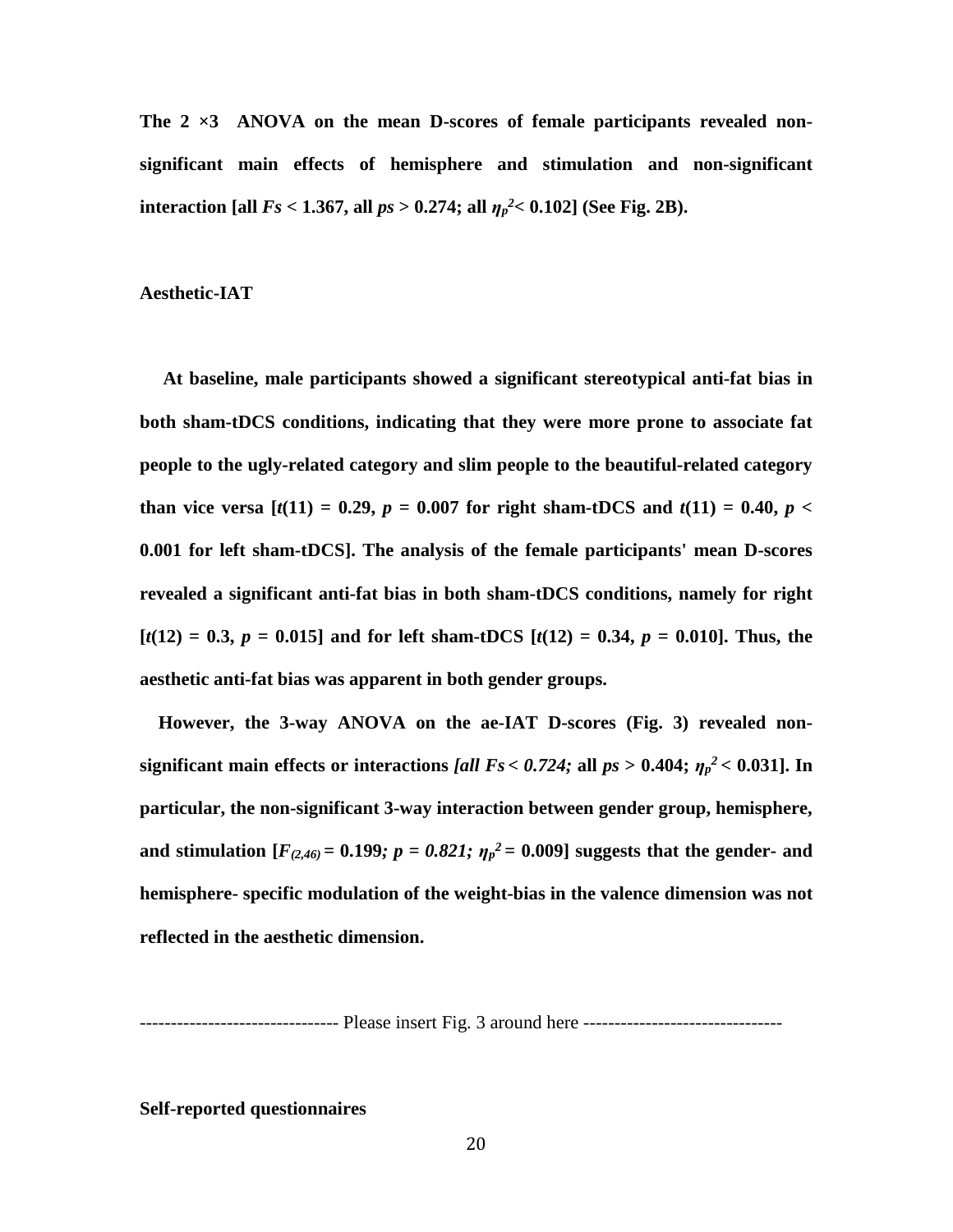**The 2 ×3 ANOVA on the mean D-scores of female participants revealed non-significant main effects of hemisphere and stimulation and non-significant interaction [all *Fs* < 1.367, all *ps* > 0.274; all $\eta_p^2$< 0.102] (See Fig. 2B).**

**Aesthetic-IAT**

**At baseline, male participants showed a significant stereotypical anti-fat bias in both sham-tDCS conditions, indicating that they were more prone to associate fat people to the ugly-related category and slim people to the beautiful-related category than vice versa [$t(11) = 0.29$, $p = 0.007$ for right sham-tDCS and $t(11) = 0.40$, $p < 0.001$ for left sham-tDCS]. The analysis of the female participants' mean D-scores revealed a significant anti-fat bias in both sham-tDCS conditions, namely for right [$t(12) = 0.3$, $p = 0.015$] and for left sham-tDCS [$t(12) = 0.34$, $p = 0.010$]. Thus, the aesthetic anti-fat bias was apparent in both gender groups.**

**However, the 3-way ANOVA on the ae-IAT D-scores (Fig. 3) revealed non-significant main effects or interactions *[all Fs < 0.724;* all *ps* > 0.404; $\eta_p^2$ < 0.031]. In particular, the non-significant 3-way interaction between gender group, hemisphere, and stimulation [$F_{(2,46)} = 0.199$*; $p = 0.821$;* $\eta_p^2 = 0.009$] suggests that the gender- and hemisphere- specific modulation of the weight-bias in the valence dimension was not reflected in the aesthetic dimension.**

-------------------------------- Please insert Fig. 3 around here --------------------------------

**Self-reported questionnaires**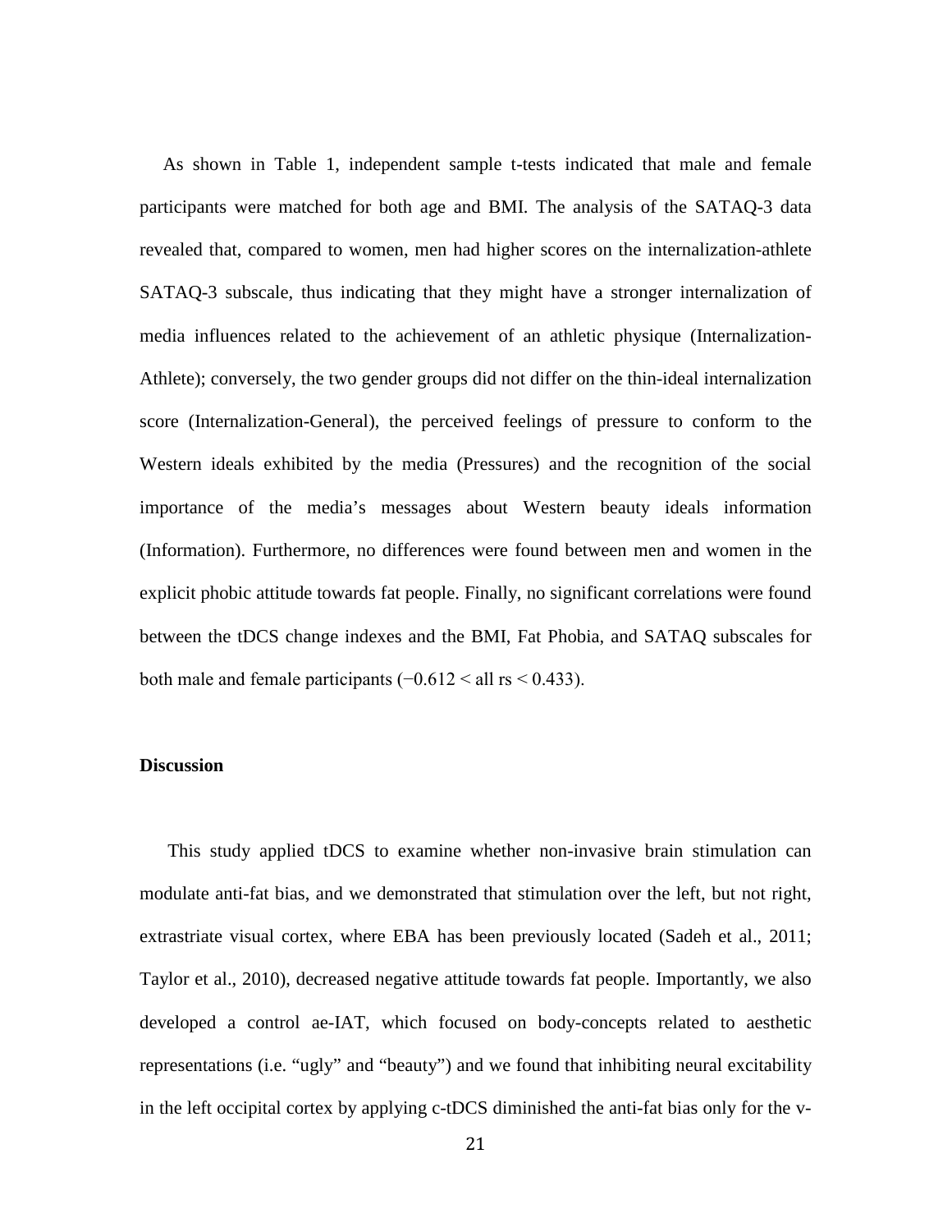As shown in Table 1, independent sample t-tests indicated that male and female participants were matched for both age and BMI. The analysis of the SATAQ-3 data revealed that, compared to women, men had higher scores on the internalization-athlete SATAQ-3 subscale, thus indicating that they might have a stronger internalization of media influences related to the achievement of an athletic physique (Internalization-Athlete); conversely, the two gender groups did not differ on the thin-ideal internalization score (Internalization-General), the perceived feelings of pressure to conform to the Western ideals exhibited by the media (Pressures) and the recognition of the social importance of the media's messages about Western beauty ideals information (Information). Furthermore, no differences were found between men and women in the explicit phobic attitude towards fat people. Finally, no significant correlations were found between the tDCS change indexes and the BMI, Fat Phobia, and SATAQ subscales for both male and female participants ($-0.612 <$ all rs $< 0.433$).

**Discussion**

This study applied tDCS to examine whether non-invasive brain stimulation can modulate anti-fat bias, and we demonstrated that stimulation over the left, but not right, extrastriate visual cortex, where EBA has been previously located (Sadeh et al., 2011; Taylor et al., 2010), decreased negative attitude towards fat people. Importantly, we also developed a control ae-IAT, which focused on body-concepts related to aesthetic representations (i.e. "ugly" and "beauty") and we found that inhibiting neural excitability in the left occipital cortex by applying c-tDCS diminished the anti-fat bias only for the v-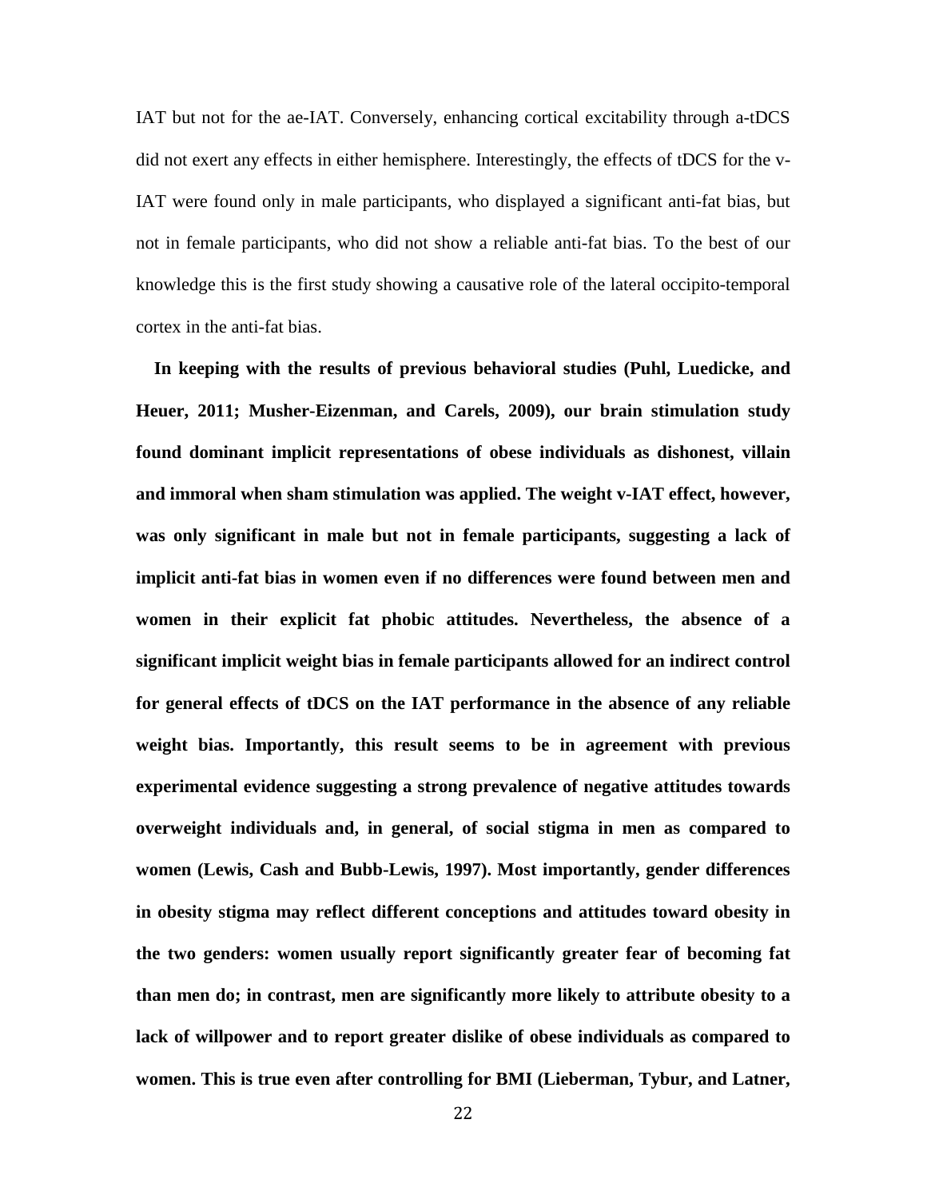IAT but not for the ae-IAT. Conversely, enhancing cortical excitability through a-tDCS did not exert any effects in either hemisphere. Interestingly, the effects of tDCS for the v-IAT were found only in male participants, who displayed a significant anti-fat bias, but not in female participants, who did not show a reliable anti-fat bias. To the best of our knowledge this is the first study showing a causative role of the lateral occipito-temporal cortex in the anti-fat bias.

**In keeping with the results of previous behavioral studies (Puhl, Luedicke, and Heuer, 2011; Musher-Eizenman, and Carels, 2009), our brain stimulation study found dominant implicit representations of obese individuals as dishonest, villain and immoral when sham stimulation was applied. The weight v-IAT effect, however, was only significant in male but not in female participants, suggesting a lack of implicit anti-fat bias in women even if no differences were found between men and women in their explicit fat phobic attitudes. Nevertheless, the absence of a significant implicit weight bias in female participants allowed for an indirect control for general effects of tDCS on the IAT performance in the absence of any reliable weight bias. Importantly, this result seems to be in agreement with previous experimental evidence suggesting a strong prevalence of negative attitudes towards overweight individuals and, in general, of social stigma in men as compared to women (Lewis, Cash and Bubb-Lewis, 1997). Most importantly, gender differences in obesity stigma may reflect different conceptions and attitudes toward obesity in the two genders: women usually report significantly greater fear of becoming fat than men do; in contrast, men are significantly more likely to attribute obesity to a lack of willpower and to report greater dislike of obese individuals as compared to women. This is true even after controlling for BMI (Lieberman, Tybur, and Latner,**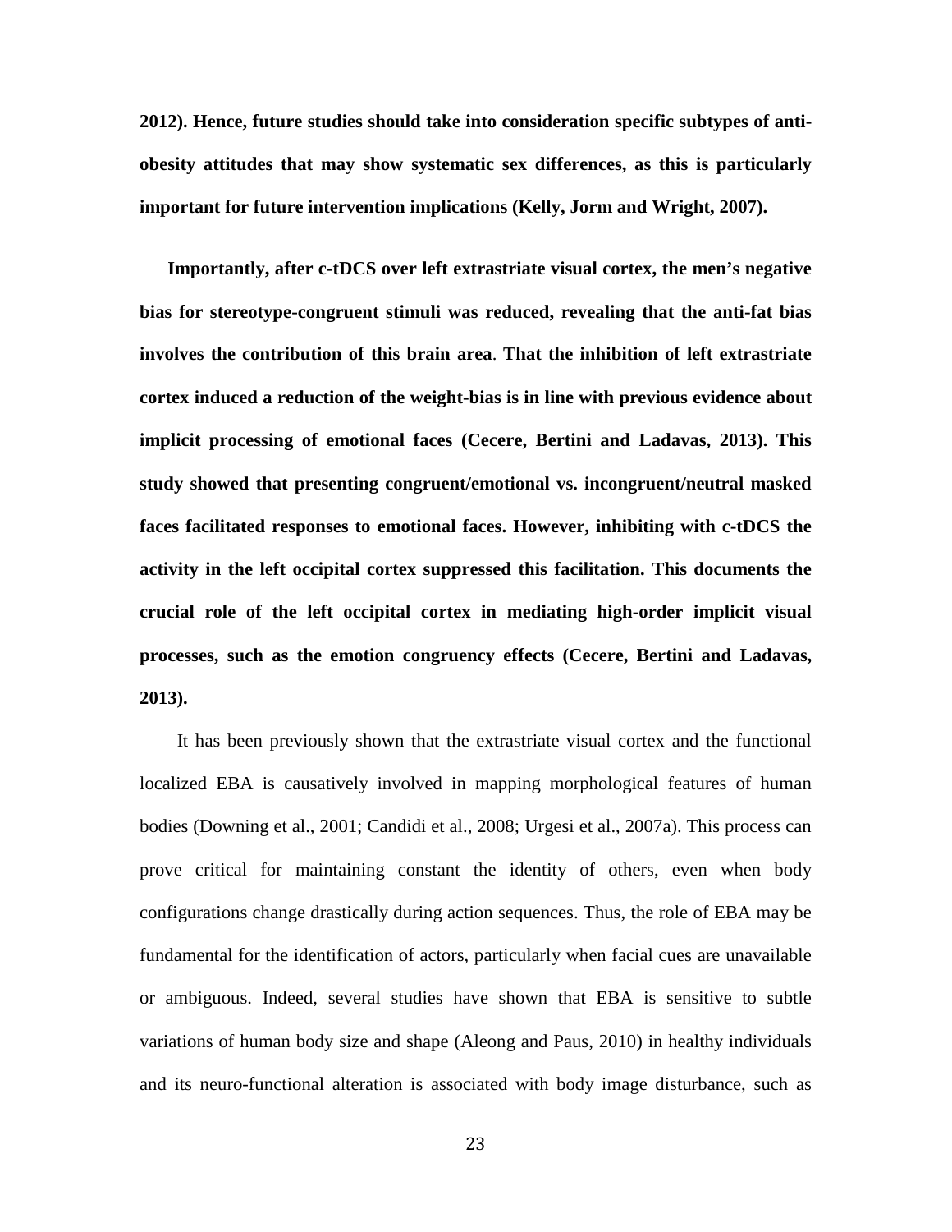**2012). Hence, future studies should take into consideration specific subtypes of anti-obesity attitudes that may show systematic sex differences, as this is particularly important for future intervention implications (Kelly, Jorm and Wright, 2007).**

**Importantly, after c-tDCS over left extrastriate visual cortex, the men's negative bias for stereotype-congruent stimuli was reduced, revealing that the anti-fat bias involves the contribution of this brain area. That the inhibition of left extrastriate cortex induced a reduction of the weight-bias is in line with previous evidence about implicit processing of emotional faces (Cecere, Bertini and Ladavas, 2013). This study showed that presenting congruent/emotional vs. incongruent/neutral masked faces facilitated responses to emotional faces. However, inhibiting with c-tDCS the activity in the left occipital cortex suppressed this facilitation. This documents the crucial role of the left occipital cortex in mediating high-order implicit visual processes, such as the emotion congruency effects (Cecere, Bertini and Ladavas, 2013).**

It has been previously shown that the extrastriate visual cortex and the functional localized EBA is causatively involved in mapping morphological features of human bodies (Downing et al., 2001; Candidi et al., 2008; Urgesi et al., 2007a). This process can prove critical for maintaining constant the identity of others, even when body configurations change drastically during action sequences. Thus, the role of EBA may be fundamental for the identification of actors, particularly when facial cues are unavailable or ambiguous. Indeed, several studies have shown that EBA is sensitive to subtle variations of human body size and shape (Aleong and Paus, 2010) in healthy individuals and its neuro-functional alteration is associated with body image disturbance, such as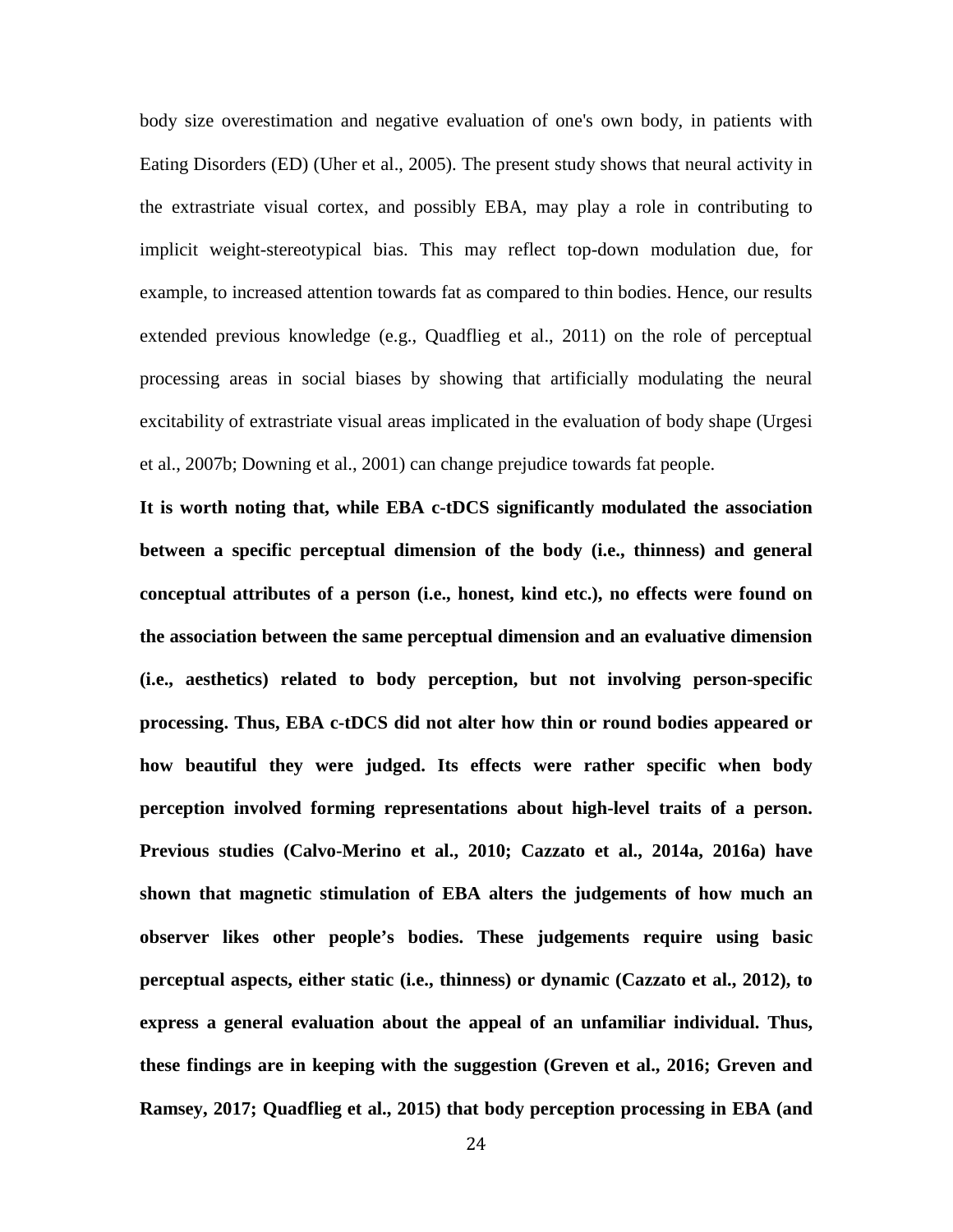body size overestimation and negative evaluation of one's own body, in patients with Eating Disorders (ED) (Uher et al., 2005). The present study shows that neural activity in the extrastriate visual cortex, and possibly EBA, may play a role in contributing to implicit weight-stereotypical bias. This may reflect top-down modulation due, for example, to increased attention towards fat as compared to thin bodies. Hence, our results extended previous knowledge (e.g., Quadflieg et al., 2011) on the role of perceptual processing areas in social biases by showing that artificially modulating the neural excitability of extrastriate visual areas implicated in the evaluation of body shape (Urgesi et al., 2007b; Downing et al., 2001) can change prejudice towards fat people.

**It is worth noting that, while EBA c-tDCS significantly modulated the association between a specific perceptual dimension of the body (i.e., thinness) and general conceptual attributes of a person (i.e., honest, kind etc.), no effects were found on the association between the same perceptual dimension and an evaluative dimension (i.e., aesthetics) related to body perception, but not involving person-specific processing. Thus, EBA c-tDCS did not alter how thin or round bodies appeared or how beautiful they were judged. Its effects were rather specific when body perception involved forming representations about high-level traits of a person. Previous studies (Calvo-Merino et al., 2010; Cazzato et al., 2014a, 2016a) have shown that magnetic stimulation of EBA alters the judgements of how much an observer likes other people's bodies. These judgements require using basic perceptual aspects, either static (i.e., thinness) or dynamic (Cazzato et al., 2012), to express a general evaluation about the appeal of an unfamiliar individual. Thus, these findings are in keeping with the suggestion (Greven et al., 2016; Greven and Ramsey, 2017; Quadflieg et al., 2015) that body perception processing in EBA (and**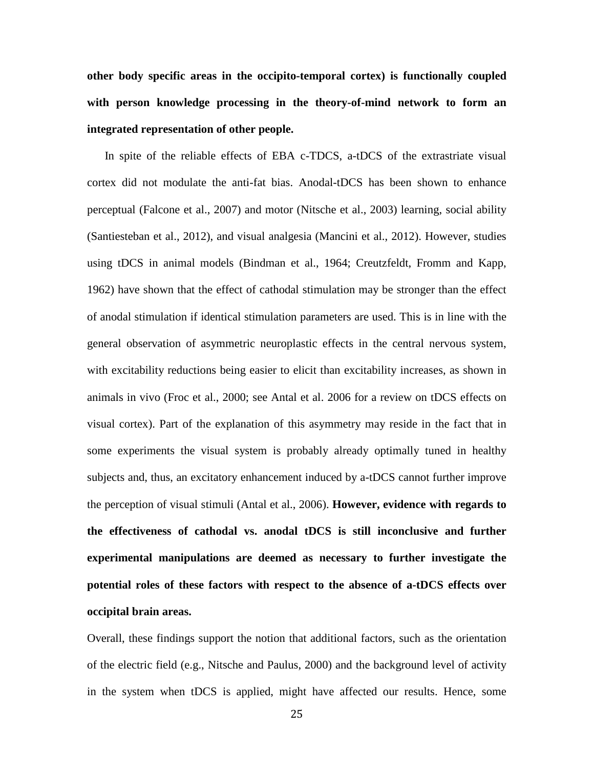**other body specific areas in the occipito-temporal cortex) is functionally coupled with person knowledge processing in the theory-of-mind network to form an integrated representation of other people.**

In spite of the reliable effects of EBA c-TDCS, a-tDCS of the extrastriate visual cortex did not modulate the anti-fat bias. Anodal-tDCS has been shown to enhance perceptual (Falcone et al., 2007) and motor (Nitsche et al., 2003) learning, social ability (Santiesteban et al., 2012), and visual analgesia (Mancini et al., 2012). However, studies using tDCS in animal models (Bindman et al., 1964; Creutzfeldt, Fromm and Kapp, 1962) have shown that the effect of cathodal stimulation may be stronger than the effect of anodal stimulation if identical stimulation parameters are used. This is in line with the general observation of asymmetric neuroplastic effects in the central nervous system, with excitability reductions being easier to elicit than excitability increases, as shown in animals in vivo (Froc et al., 2000; see Antal et al. 2006 for a review on tDCS effects on visual cortex). Part of the explanation of this asymmetry may reside in the fact that in some experiments the visual system is probably already optimally tuned in healthy subjects and, thus, an excitatory enhancement induced by a-tDCS cannot further improve the perception of visual stimuli (Antal et al., 2006). **However, evidence with regards to the effectiveness of cathodal vs. anodal tDCS is still inconclusive and further experimental manipulations are deemed as necessary to further investigate the potential roles of these factors with respect to the absence of a-tDCS effects over occipital brain areas.**

Overall, these findings support the notion that additional factors, such as the orientation of the electric field (e.g., Nitsche and Paulus, 2000) and the background level of activity in the system when tDCS is applied, might have affected our results. Hence, some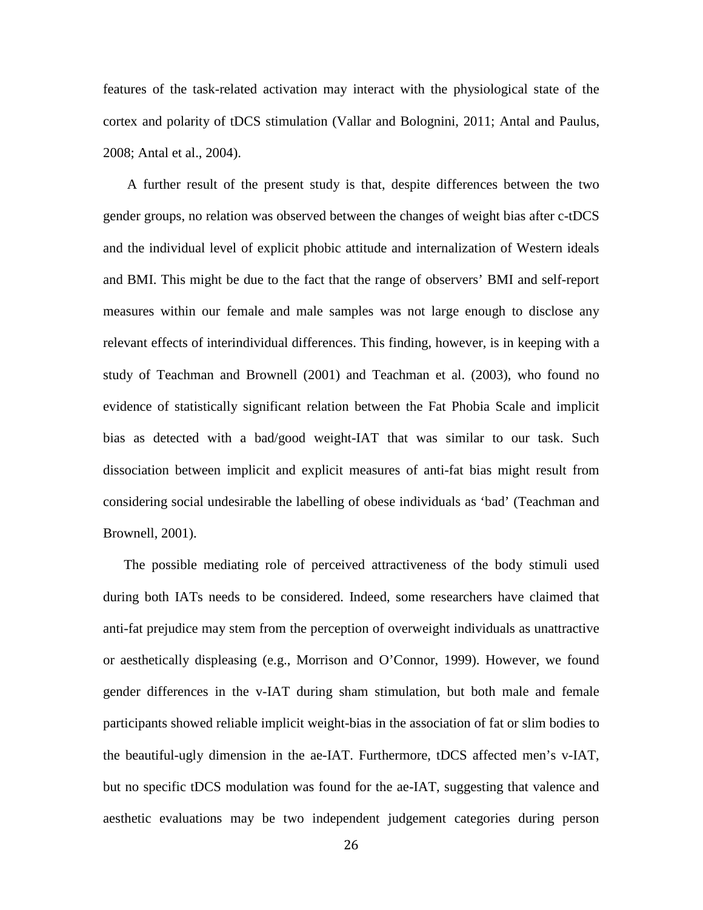features of the task-related activation may interact with the physiological state of the cortex and polarity of tDCS stimulation (Vallar and Bolognini, 2011; Antal and Paulus, 2008; Antal et al., 2004).

A further result of the present study is that, despite differences between the two gender groups, no relation was observed between the changes of weight bias after c-tDCS and the individual level of explicit phobic attitude and internalization of Western ideals and BMI. This might be due to the fact that the range of observers' BMI and self-report measures within our female and male samples was not large enough to disclose any relevant effects of interindividual differences. This finding, however, is in keeping with a study of Teachman and Brownell (2001) and Teachman et al. (2003), who found no evidence of statistically significant relation between the Fat Phobia Scale and implicit bias as detected with a bad/good weight-IAT that was similar to our task. Such dissociation between implicit and explicit measures of anti-fat bias might result from considering social undesirable the labelling of obese individuals as 'bad' (Teachman and Brownell, 2001).

The possible mediating role of perceived attractiveness of the body stimuli used during both IATs needs to be considered. Indeed, some researchers have claimed that anti-fat prejudice may stem from the perception of overweight individuals as unattractive or aesthetically displeasing (e.g., Morrison and O'Connor, 1999). However, we found gender differences in the v-IAT during sham stimulation, but both male and female participants showed reliable implicit weight-bias in the association of fat or slim bodies to the beautiful-ugly dimension in the ae-IAT. Furthermore, tDCS affected men's v-IAT, but no specific tDCS modulation was found for the ae-IAT, suggesting that valence and aesthetic evaluations may be two independent judgement categories during person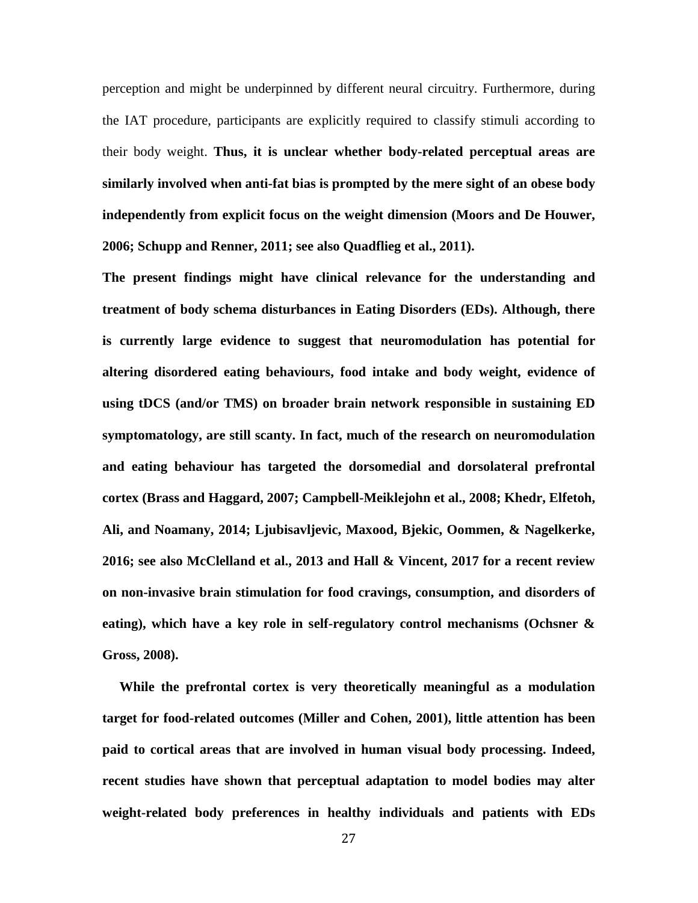perception and might be underpinned by different neural circuitry. Furthermore, during the IAT procedure, participants are explicitly required to classify stimuli according to their body weight. **Thus, it is unclear whether body-related perceptual areas are similarly involved when anti-fat bias is prompted by the mere sight of an obese body independently from explicit focus on the weight dimension (Moors and De Houwer, 2006; Schupp and Renner, 2011; see also Quadflieg et al., 2011).**

**The present findings might have clinical relevance for the understanding and treatment of body schema disturbances in Eating Disorders (EDs). Although, there is currently large evidence to suggest that neuromodulation has potential for altering disordered eating behaviours, food intake and body weight, evidence of using tDCS (and/or TMS) on broader brain network responsible in sustaining ED symptomatology, are still scanty. In fact, much of the research on neuromodulation and eating behaviour has targeted the dorsomedial and dorsolateral prefrontal cortex (Brass and Haggard, 2007; Campbell-Meiklejohn et al., 2008; Khedr, Elfetoh, Ali, and Noamany, 2014; Ljubisavljevic, Maxood, Bjekic, Oommen, & Nagelkerke, 2016; see also McClelland et al., 2013 and Hall & Vincent, 2017 for a recent review on non-invasive brain stimulation for food cravings, consumption, and disorders of eating), which have a key role in self-regulatory control mechanisms (Ochsner & Gross, 2008).**

**While the prefrontal cortex is very theoretically meaningful as a modulation target for food-related outcomes (Miller and Cohen, 2001), little attention has been paid to cortical areas that are involved in human visual body processing. Indeed, recent studies have shown that perceptual adaptation to model bodies may alter weight-related body preferences in healthy individuals and patients with EDs**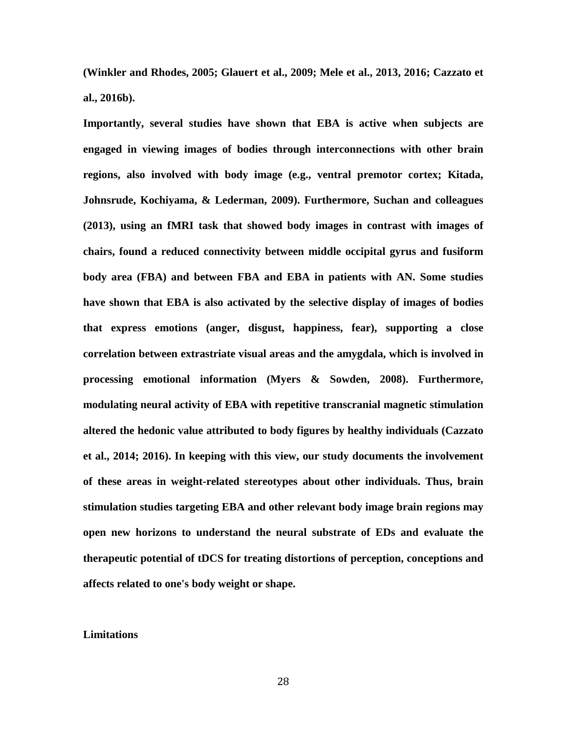**(Winkler and Rhodes, 2005; Glauert et al., 2009; Mele et al., 2013, 2016; Cazzato et al., 2016b).**

**Importantly, several studies have shown that EBA is active when subjects are engaged in viewing images of bodies through interconnections with other brain regions, also involved with body image (e.g., ventral premotor cortex; Kitada, Johnsrude, Kochiyama, & Lederman, 2009). Furthermore, Suchan and colleagues (2013), using an fMRI task that showed body images in contrast with images of chairs, found a reduced connectivity between middle occipital gyrus and fusiform body area (FBA) and between FBA and EBA in patients with AN. Some studies have shown that EBA is also activated by the selective display of images of bodies that express emotions (anger, disgust, happiness, fear), supporting a close correlation between extrastriate visual areas and the amygdala, which is involved in processing emotional information (Myers & Sowden, 2008). Furthermore, modulating neural activity of EBA with repetitive transcranial magnetic stimulation altered the hedonic value attributed to body figures by healthy individuals (Cazzato et al., 2014; 2016). In keeping with this view, our study documents the involvement of these areas in weight-related stereotypes about other individuals. Thus, brain stimulation studies targeting EBA and other relevant body image brain regions may open new horizons to understand the neural substrate of EDs and evaluate the therapeutic potential of tDCS for treating distortions of perception, conceptions and affects related to one's body weight or shape.**

**Limitations**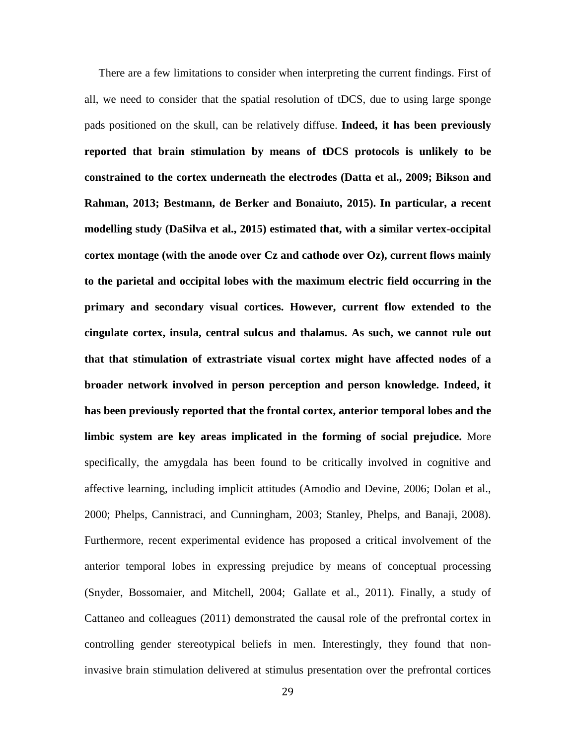There are a few limitations to consider when interpreting the current findings. First of all, we need to consider that the spatial resolution of tDCS, due to using large sponge pads positioned on the skull, can be relatively diffuse. **Indeed, it has been previously reported that brain stimulation by means of tDCS protocols is unlikely to be constrained to the cortex underneath the electrodes (Datta et al., 2009; Bikson and Rahman, 2013; Bestmann, de Berker and Bonaiuto, 2015). In particular, a recent modelling study (DaSilva et al., 2015) estimated that, with a similar vertex-occipital cortex montage (with the anode over Cz and cathode over Oz), current flows mainly to the parietal and occipital lobes with the maximum electric field occurring in the primary and secondary visual cortices. However, current flow extended to the cingulate cortex, insula, central sulcus and thalamus. As such, we cannot rule out that that stimulation of extrastriate visual cortex might have affected nodes of a broader network involved in person perception and person knowledge. Indeed, it has been previously reported that the frontal cortex, anterior temporal lobes and the limbic system are key areas implicated in the forming of social prejudice.** More specifically, the amygdala has been found to be critically involved in cognitive and affective learning, including implicit attitudes (Amodio and Devine, 2006; Dolan et al., 2000; Phelps, Cannistraci, and Cunningham, 2003; Stanley, Phelps, and Banaji, 2008). Furthermore, recent experimental evidence has proposed a critical involvement of the anterior temporal lobes in expressing prejudice by means of conceptual processing (Snyder, Bossomaier, and Mitchell, 2004; Gallate et al., 2011). Finally, a study of Cattaneo and colleagues (2011) demonstrated the causal role of the prefrontal cortex in controlling gender stereotypical beliefs in men. Interestingly, they found that non-invasive brain stimulation delivered at stimulus presentation over the prefrontal cortices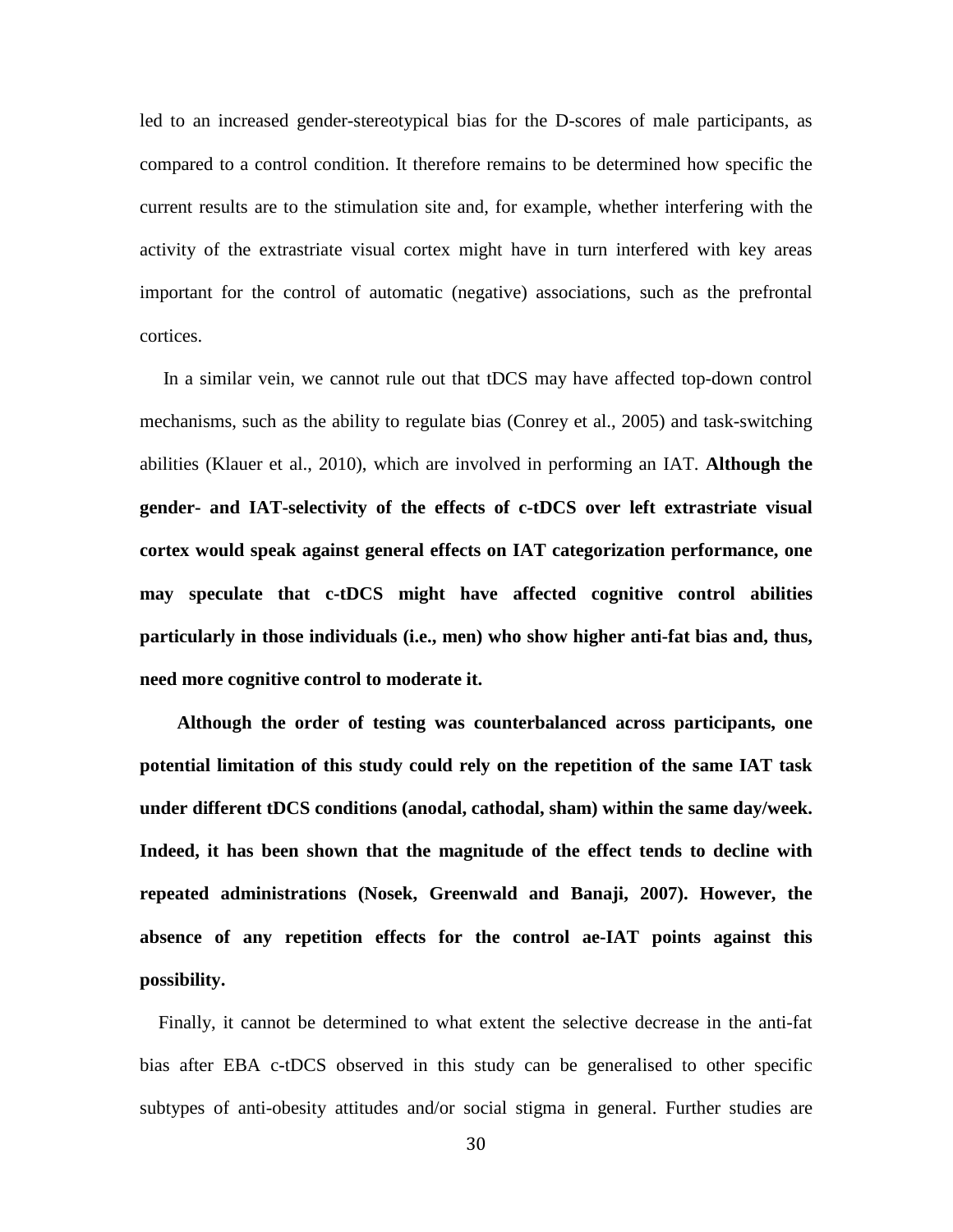led to an increased gender-stereotypical bias for the D-scores of male participants, as compared to a control condition. It therefore remains to be determined how specific the current results are to the stimulation site and, for example, whether interfering with the activity of the extrastriate visual cortex might have in turn interfered with key areas important for the control of automatic (negative) associations, such as the prefrontal cortices.

In a similar vein, we cannot rule out that tDCS may have affected top-down control mechanisms, such as the ability to regulate bias (Conrey et al., 2005) and task-switching abilities (Klauer et al., 2010), which are involved in performing an IAT. **Although the gender- and IAT-selectivity of the effects of c-tDCS over left extrastriate visual cortex would speak against general effects on IAT categorization performance, one may speculate that c-tDCS might have affected cognitive control abilities particularly in those individuals (i.e., men) who show higher anti-fat bias and, thus, need more cognitive control to moderate it.**

**Although the order of testing was counterbalanced across participants, one potential limitation of this study could rely on the repetition of the same IAT task under different tDCS conditions (anodal, cathodal, sham) within the same day/week. Indeed, it has been shown that the magnitude of the effect tends to decline with repeated administrations (Nosek, Greenwald and Banaji, 2007). However, the absence of any repetition effects for the control ae-IAT points against this possibility.**

Finally, it cannot be determined to what extent the selective decrease in the anti-fat bias after EBA c-tDCS observed in this study can be generalised to other specific subtypes of anti-obesity attitudes and/or social stigma in general. Further studies are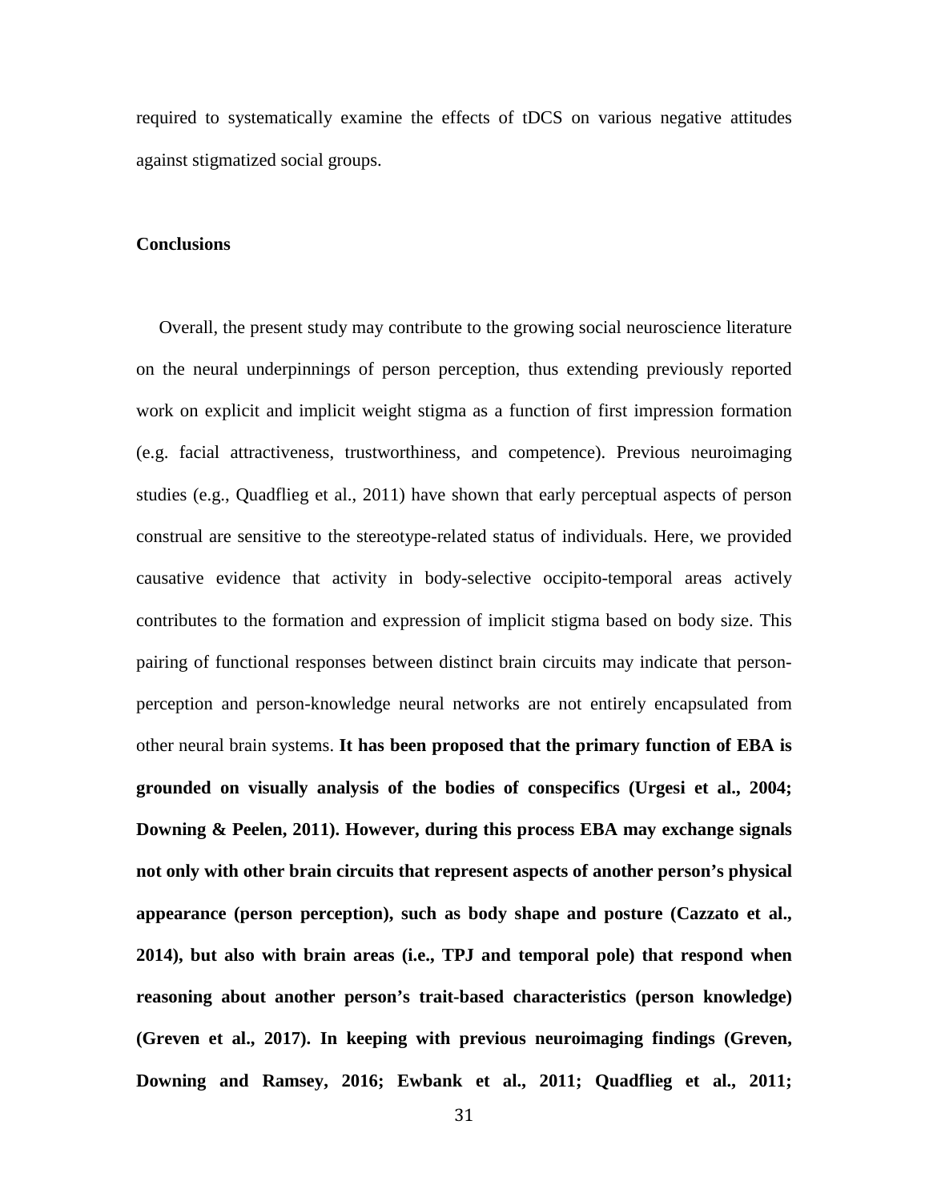required to systematically examine the effects of tDCS on various negative attitudes against stigmatized social groups.

## Conclusions

Overall, the present study may contribute to the growing social neuroscience literature on the neural underpinnings of person perception, thus extending previously reported work on explicit and implicit weight stigma as a function of first impression formation (e.g. facial attractiveness, trustworthiness, and competence). Previous neuroimaging studies (e.g., Quadflieg et al., 2011) have shown that early perceptual aspects of person construal are sensitive to the stereotype-related status of individuals. Here, we provided causative evidence that activity in body-selective occipito-temporal areas actively contributes to the formation and expression of implicit stigma based on body size. This pairing of functional responses between distinct brain circuits may indicate that person-perception and person-knowledge neural networks are not entirely encapsulated from other neural brain systems. **It has been proposed that the primary function of EBA is grounded on visually analysis of the bodies of conspecifics (Urgesi et al., 2004; Downing & Peelen, 2011). However, during this process EBA may exchange signals not only with other brain circuits that represent aspects of another person's physical appearance (person perception), such as body shape and posture (Cazzato et al., 2014), but also with brain areas (i.e., TPJ and temporal pole) that respond when reasoning about another person's trait-based characteristics (person knowledge) (Greven et al., 2017). In keeping with previous neuroimaging findings (Greven, Downing and Ramsey, 2016; Ewbank et al., 2011; Quadflieg et al., 2011;**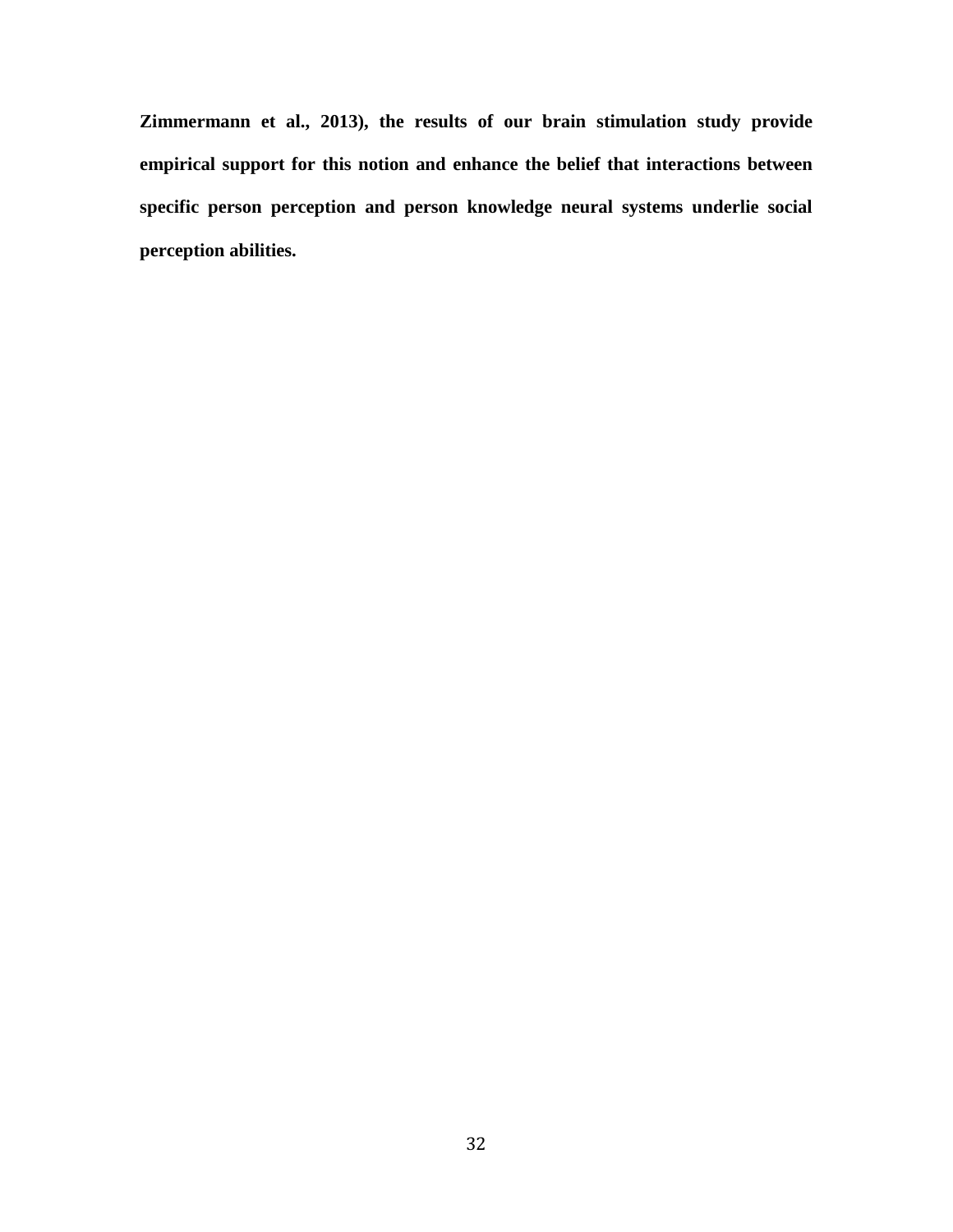**Zimmermann et al., 2013), the results of our brain stimulation study provide empirical support for this notion and enhance the belief that interactions between specific person perception and person knowledge neural systems underlie social perception abilities.**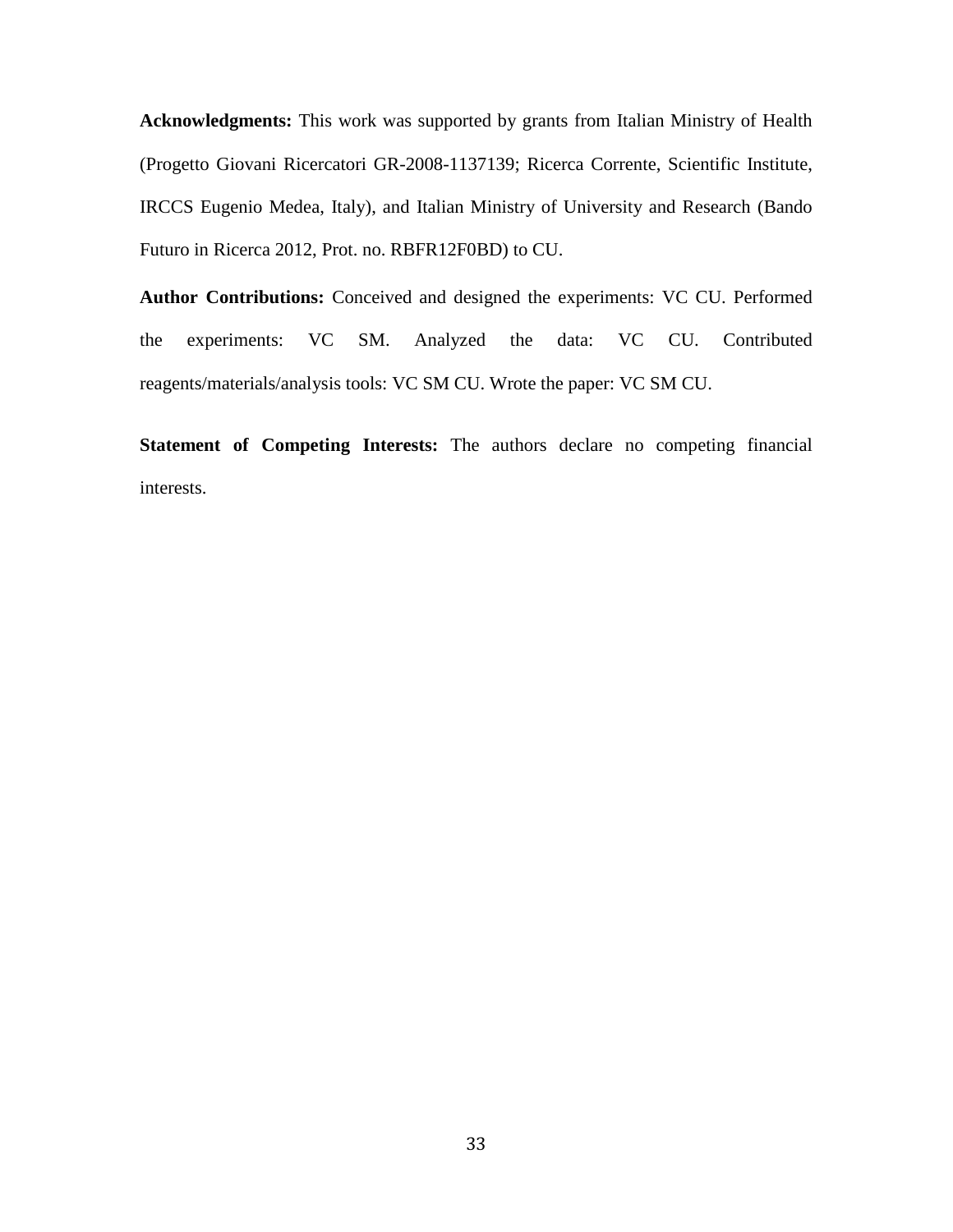**Acknowledgments:** This work was supported by grants from Italian Ministry of Health (Progetto Giovani Ricercatori GR-2008-1137139; Ricerca Corrente, Scientific Institute, IRCCS Eugenio Medea, Italy), and Italian Ministry of University and Research (Bando Futuro in Ricerca 2012, Prot. no. RBFR12F0BD) to CU.

**Author Contributions:** Conceived and designed the experiments: VC CU. Performed the experiments: VC SM. Analyzed the data: VC CU. Contributed reagents/materials/analysis tools: VC SM CU. Wrote the paper: VC SM CU.

**Statement of Competing Interests:** The authors declare no competing financial interests.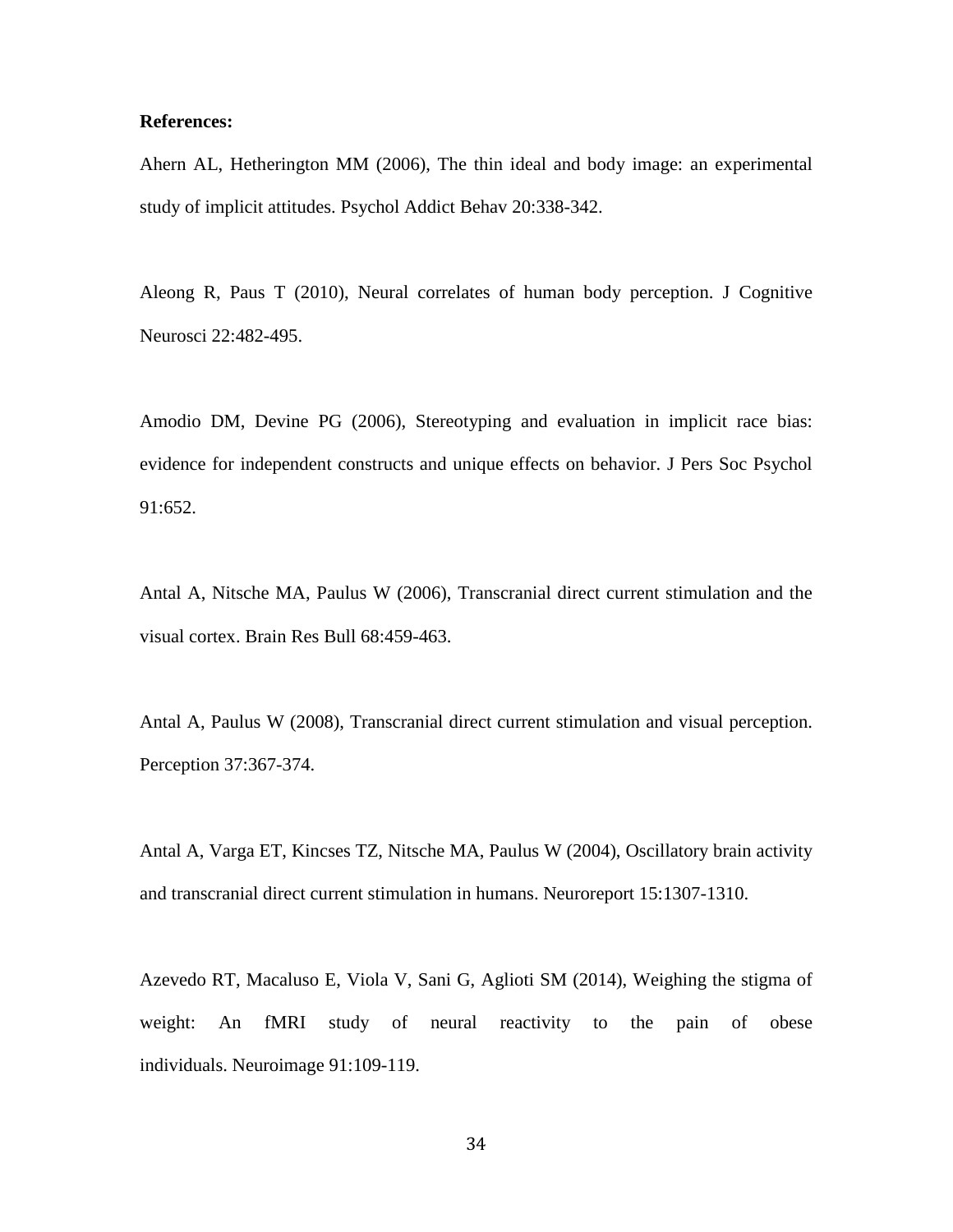**References:**

Ahern AL, Hetherington MM (2006), The thin ideal and body image: an experimental study of implicit attitudes. Psychol Addict Behav 20:338-342.

Aleong R, Paus T (2010), Neural correlates of human body perception. J Cognitive Neurosci 22:482-495.

Amodio DM, Devine PG (2006), Stereotyping and evaluation in implicit race bias: evidence for independent constructs and unique effects on behavior. J Pers Soc Psychol 91:652.

Antal A, Nitsche MA, Paulus W (2006), Transcranial direct current stimulation and the visual cortex. Brain Res Bull 68:459-463.

Antal A, Paulus W (2008), Transcranial direct current stimulation and visual perception. Perception 37:367-374.

Antal A, Varga ET, Kincses TZ, Nitsche MA, Paulus W (2004), Oscillatory brain activity and transcranial direct current stimulation in humans. Neuroreport 15:1307-1310.

Azevedo RT, Macaluso E, Viola V, Sani G, Aglioti SM (2014), Weighing the stigma of weight: An fMRI study of neural reactivity to the pain of obese individuals. Neuroimage 91:109-119.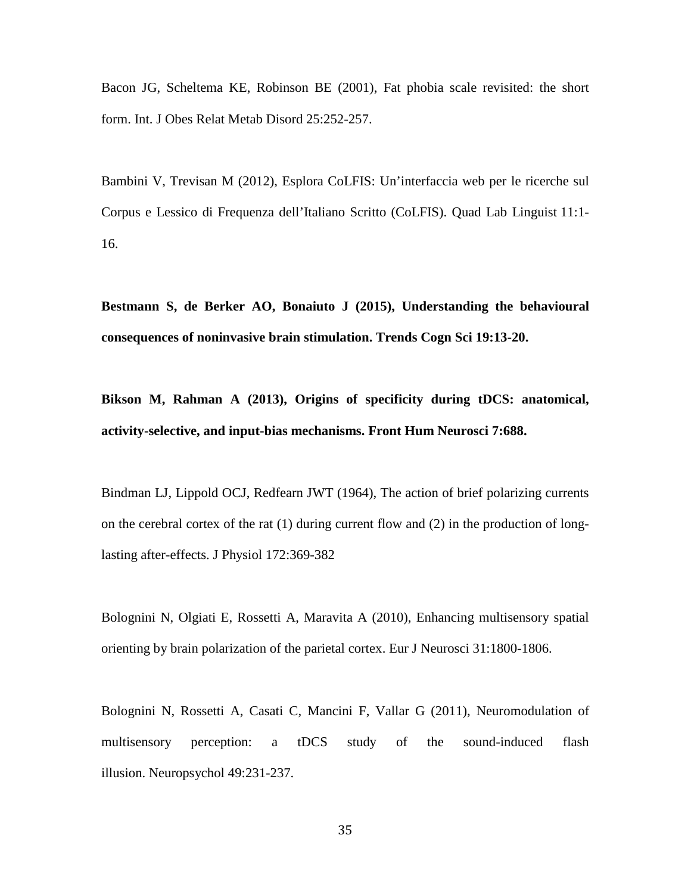Bacon JG, Scheltema KE, Robinson BE (2001), Fat phobia scale revisited: the short form. Int. J Obes Relat Metab Disord 25:252-257.

Bambini V, Trevisan M (2012), Esplora CoLFIS: Un'interfaccia web per le ricerche sul Corpus e Lessico di Frequenza dell'Italiano Scritto (CoLFIS). Quad Lab Linguist 11:1-16.

**Bestmann S, de Berker AO, Bonaiuto J (2015), Understanding the behavioural consequences of noninvasive brain stimulation. Trends Cogn Sci 19:13-20.**

**Bikson M, Rahman A (2013), Origins of specificity during tDCS: anatomical, activity-selective, and input-bias mechanisms. Front Hum Neurosci 7:688.**

Bindman LJ, Lippold OCJ, Redfearn JWT (1964), The action of brief polarizing currents on the cerebral cortex of the rat (1) during current flow and (2) in the production of long-lasting after-effects. J Physiol 172:369-382

Bolognini N, Olgiati E, Rossetti A, Maravita A (2010), Enhancing multisensory spatial orienting by brain polarization of the parietal cortex. Eur J Neurosci 31:1800-1806.

Bolognini N, Rossetti A, Casati C, Mancini F, Vallar G (2011), Neuromodulation of multisensory perception: a tDCS study of the sound-induced flash illusion. Neuropsychol 49:231-237.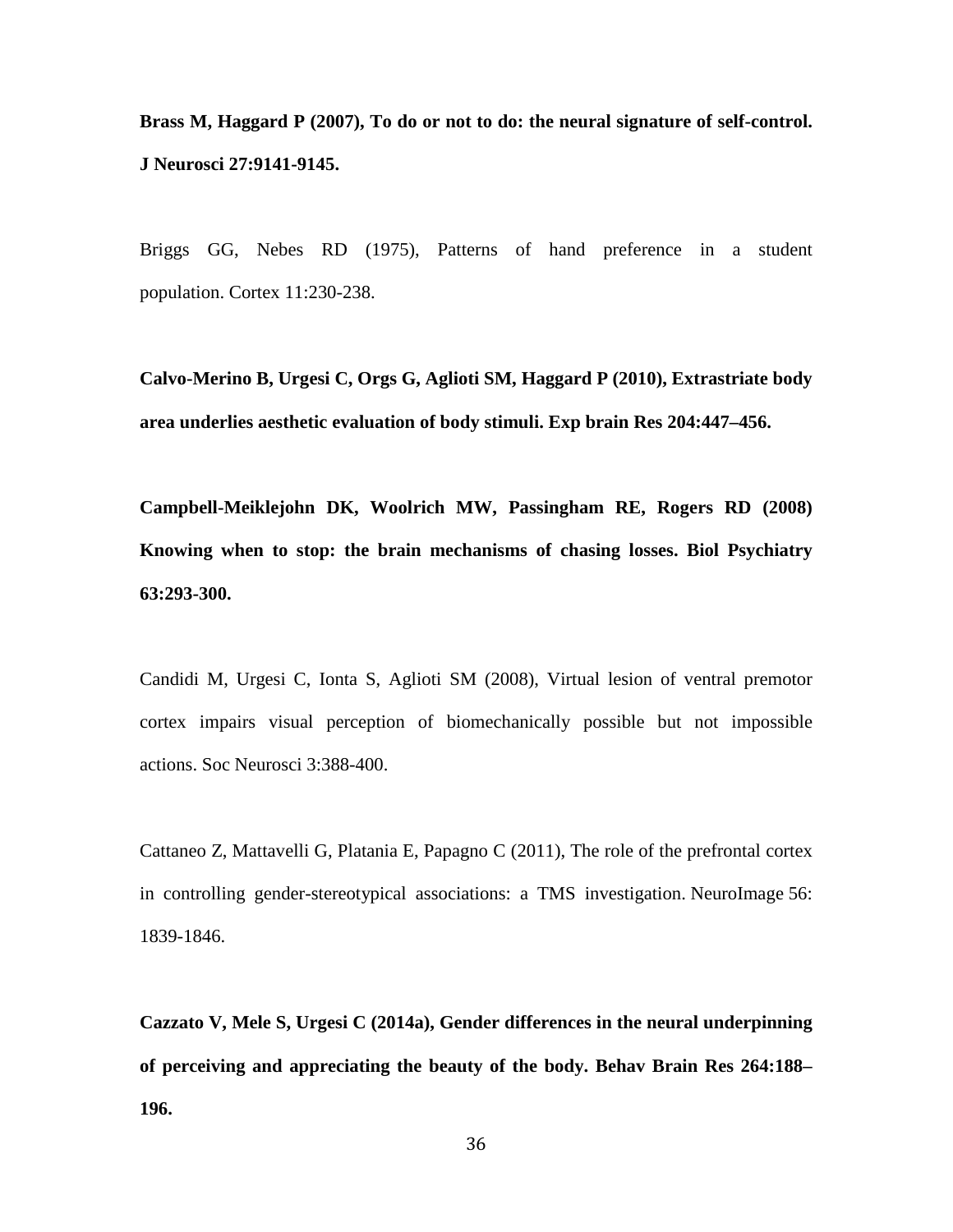**Brass M, Haggard P (2007), To do or not to do: the neural signature of self-control. J Neurosci 27:9141-9145.**

Briggs GG, Nebes RD (1975), Patterns of hand preference in a student population. Cortex 11:230-238.

**Calvo-Merino B, Urgesi C, Orgs G, Aglioti SM, Haggard P (2010), Extrastriate body area underlies aesthetic evaluation of body stimuli. Exp brain Res 204:447–456.**

**Campbell-Meiklejohn DK, Woolrich MW, Passingham RE, Rogers RD (2008) Knowing when to stop: the brain mechanisms of chasing losses. Biol Psychiatry 63:293-300.**

Candidi M, Urgesi C, Ionta S, Aglioti SM (2008), Virtual lesion of ventral premotor cortex impairs visual perception of biomechanically possible but not impossible actions. Soc Neurosci 3:388-400.

Cattaneo Z, Mattavelli G, Platania E, Papagno C (2011), The role of the prefrontal cortex in controlling gender-stereotypical associations: a TMS investigation. NeuroImage 56: 1839-1846.

**Cazzato V, Mele S, Urgesi C (2014a), Gender differences in the neural underpinning of perceiving and appreciating the beauty of the body. Behav Brain Res 264:188–196.**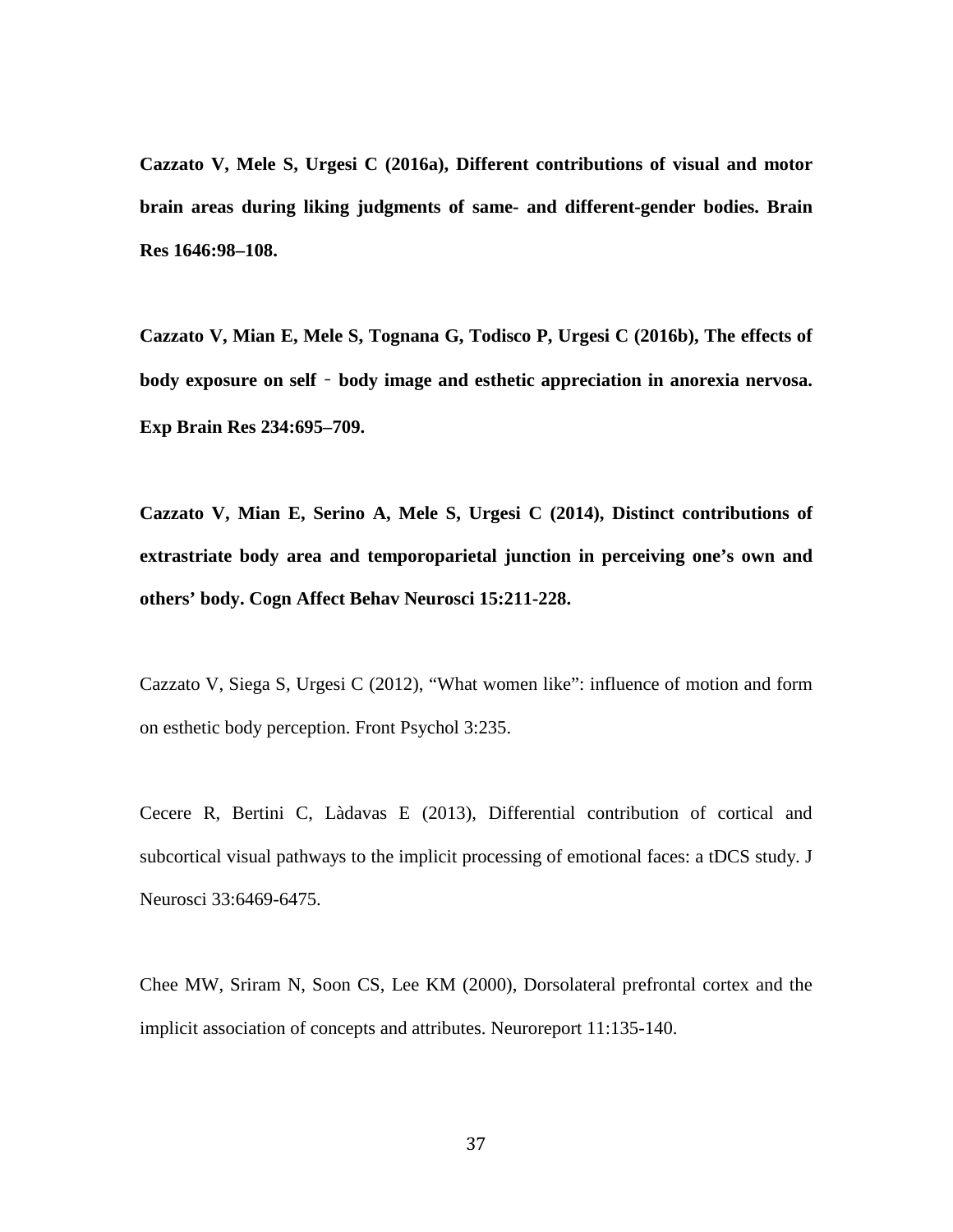**Cazzato V, Mele S, Urgesi C (2016a), Different contributions of visual and motor brain areas during liking judgments of same- and different-gender bodies. Brain Res 1646:98–108.**

**Cazzato V, Mian E, Mele S, Tognana G, Todisco P, Urgesi C (2016b), The effects of body exposure on self‐body image and esthetic appreciation in anorexia nervosa. Exp Brain Res 234:695–709.**

**Cazzato V, Mian E, Serino A, Mele S, Urgesi C (2014), Distinct contributions of extrastriate body area and temporoparietal junction in perceiving one's own and others' body. Cogn Affect Behav Neurosci 15:211-228.**

Cazzato V, Siega S, Urgesi C (2012), "What women like": influence of motion and form on esthetic body perception. Front Psychol 3:235.

Cecere R, Bertini C, Làdavas E (2013), Differential contribution of cortical and subcortical visual pathways to the implicit processing of emotional faces: a tDCS study. J Neurosci 33:6469-6475.

Chee MW, Sriram N, Soon CS, Lee KM (2000), Dorsolateral prefrontal cortex and the implicit association of concepts and attributes. Neuroreport 11:135-140.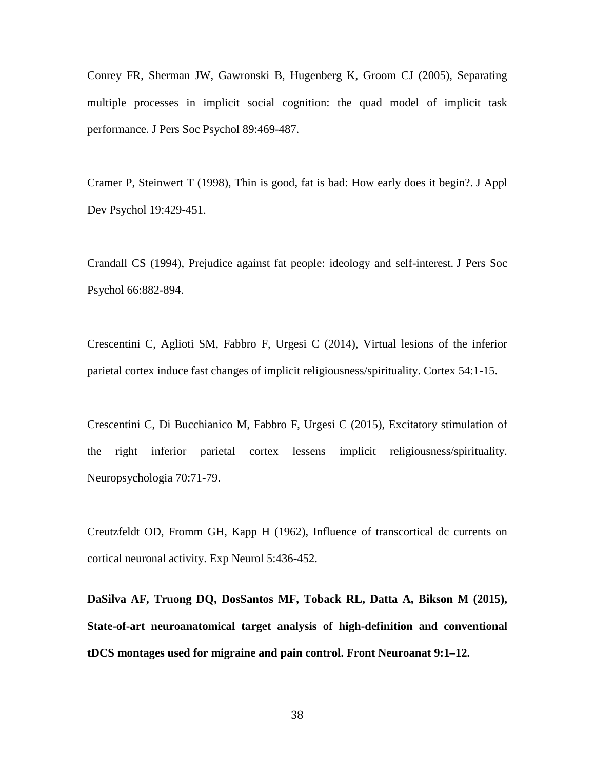Conrey FR, Sherman JW, Gawronski B, Hugenberg K, Groom CJ (2005), Separating multiple processes in implicit social cognition: the quad model of implicit task performance. J Pers Soc Psychol 89:469-487.

Cramer P, Steinwert T (1998), Thin is good, fat is bad: How early does it begin?. J Appl Dev Psychol 19:429-451.

Crandall CS (1994), Prejudice against fat people: ideology and self-interest. J Pers Soc Psychol 66:882-894.

Crescentini C, Aglioti SM, Fabbro F, Urgesi C (2014), Virtual lesions of the inferior parietal cortex induce fast changes of implicit religiousness/spirituality. Cortex 54:1-15.

Crescentini C, Di Bucchianico M, Fabbro F, Urgesi C (2015), Excitatory stimulation of the right inferior parietal cortex lessens implicit religiousness/spirituality. Neuropsychologia 70:71-79.

Creutzfeldt OD, Fromm GH, Kapp H (1962), Influence of transcortical dc currents on cortical neuronal activity. Exp Neurol 5:436-452.

**DaSilva AF, Truong DQ, DosSantos MF, Toback RL, Datta A, Bikson M (2015), State-of-art neuroanatomical target analysis of high-definition and conventional tDCS montages used for migraine and pain control. Front Neuroanat 9:1–12.**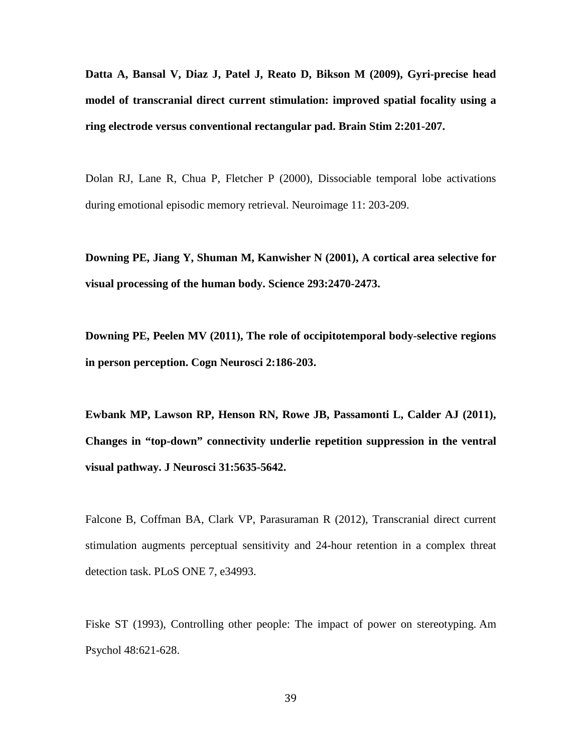**Datta A, Bansal V, Diaz J, Patel J, Reato D, Bikson M (2009), Gyri-precise head model of transcranial direct current stimulation: improved spatial focality using a ring electrode versus conventional rectangular pad. Brain Stim 2:201-207.**

Dolan RJ, Lane R, Chua P, Fletcher P (2000), Dissociable temporal lobe activations during emotional episodic memory retrieval. Neuroimage 11: 203-209.

**Downing PE, Jiang Y, Shuman M, Kanwisher N (2001), A cortical area selective for visual processing of the human body. Science 293:2470-2473.**

**Downing PE, Peelen MV (2011), The role of occipitotemporal body-selective regions in person perception. Cogn Neurosci 2:186-203.**

**Ewbank MP, Lawson RP, Henson RN, Rowe JB, Passamonti L, Calder AJ (2011), Changes in "top-down" connectivity underlie repetition suppression in the ventral visual pathway. J Neurosci 31:5635-5642.**

Falcone B, Coffman BA, Clark VP, Parasuraman R (2012), Transcranial direct current stimulation augments perceptual sensitivity and 24-hour retention in a complex threat detection task. PLoS ONE 7, e34993.

Fiske ST (1993), Controlling other people: The impact of power on stereotyping. Am Psychol 48:621-628.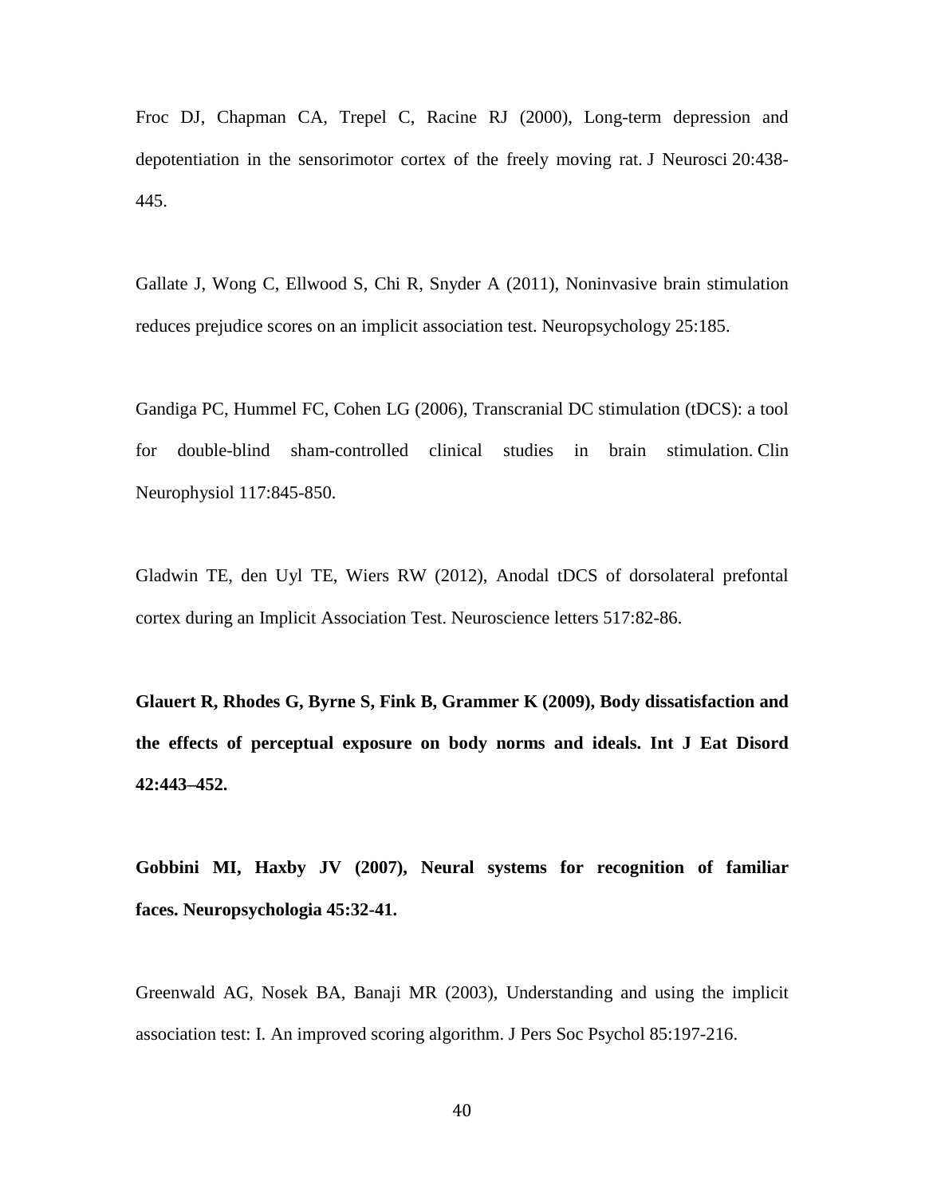Froc DJ, Chapman CA, Trepel C, Racine RJ (2000), Long-term depression and depotentiation in the sensorimotor cortex of the freely moving rat. J Neurosci 20:438-445.

Gallate J, Wong C, Ellwood S, Chi R, Snyder A (2011), Noninvasive brain stimulation reduces prejudice scores on an implicit association test. Neuropsychology 25:185.

Gandiga PC, Hummel FC, Cohen LG (2006), Transcranial DC stimulation (tDCS): a tool for double-blind sham-controlled clinical studies in brain stimulation. Clin Neurophysiol 117:845-850.

Gladwin TE, den Uyl TE, Wiers RW (2012), Anodal tDCS of dorsolateral prefontal cortex during an Implicit Association Test. Neuroscience letters 517:82-86.

**Glauert R, Rhodes G, Byrne S, Fink B, Grammer K (2009), Body dissatisfaction and the effects of perceptual exposure on body norms and ideals. Int J Eat Disord 42:443–452.**

**Gobbini MI, Haxby JV (2007), Neural systems for recognition of familiar faces. Neuropsychologia 45:32-41.**

Greenwald AG, Nosek BA, Banaji MR (2003), Understanding and using the implicit association test: I. An improved scoring algorithm. J Pers Soc Psychol 85:197-216.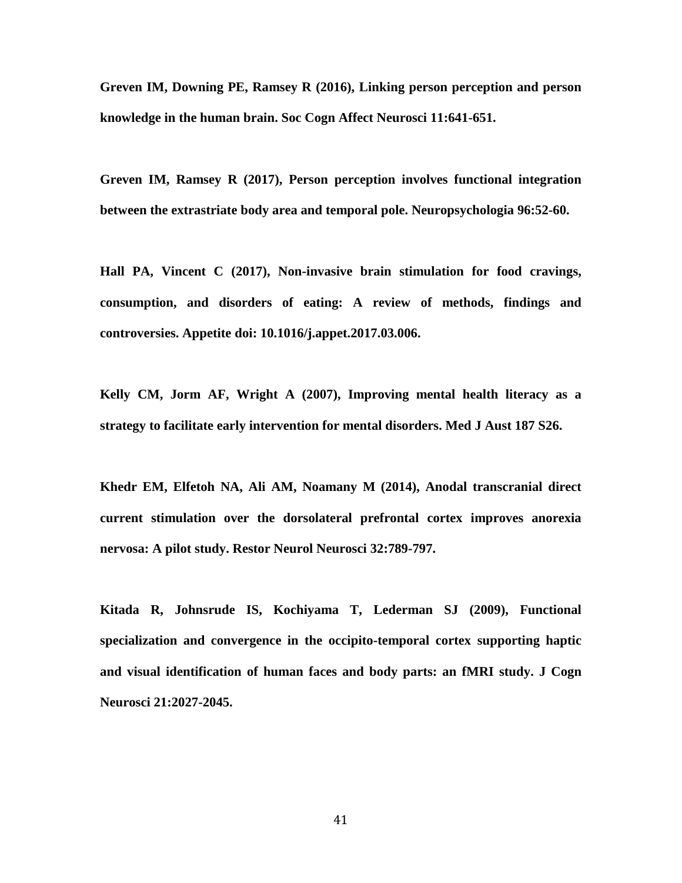**Greven IM, Downing PE, Ramsey R (2016), Linking person perception and person knowledge in the human brain. Soc Cogn Affect Neurosci 11:641-651.**

**Greven IM, Ramsey R (2017), Person perception involves functional integration between the extrastriate body area and temporal pole. Neuropsychologia 96:52-60.**

**Hall PA, Vincent C (2017), Non-invasive brain stimulation for food cravings, consumption, and disorders of eating: A review of methods, findings and controversies. Appetite doi: 10.1016/j.appet.2017.03.006.**

**Kelly CM, Jorm AF, Wright A (2007), Improving mental health literacy as a strategy to facilitate early intervention for mental disorders. Med J Aust 187 S26.**

**Khedr EM, Elfetoh NA, Ali AM, Noamany M (2014), Anodal transcranial direct current stimulation over the dorsolateral prefrontal cortex improves anorexia nervosa: A pilot study. Restor Neurol Neurosci 32:789-797.**

**Kitada R, Johnsrude IS, Kochiyama T, Lederman SJ (2009), Functional specialization and convergence in the occipito-temporal cortex supporting haptic and visual identification of human faces and body parts: an fMRI study. J Cogn Neurosci 21:2027-2045.**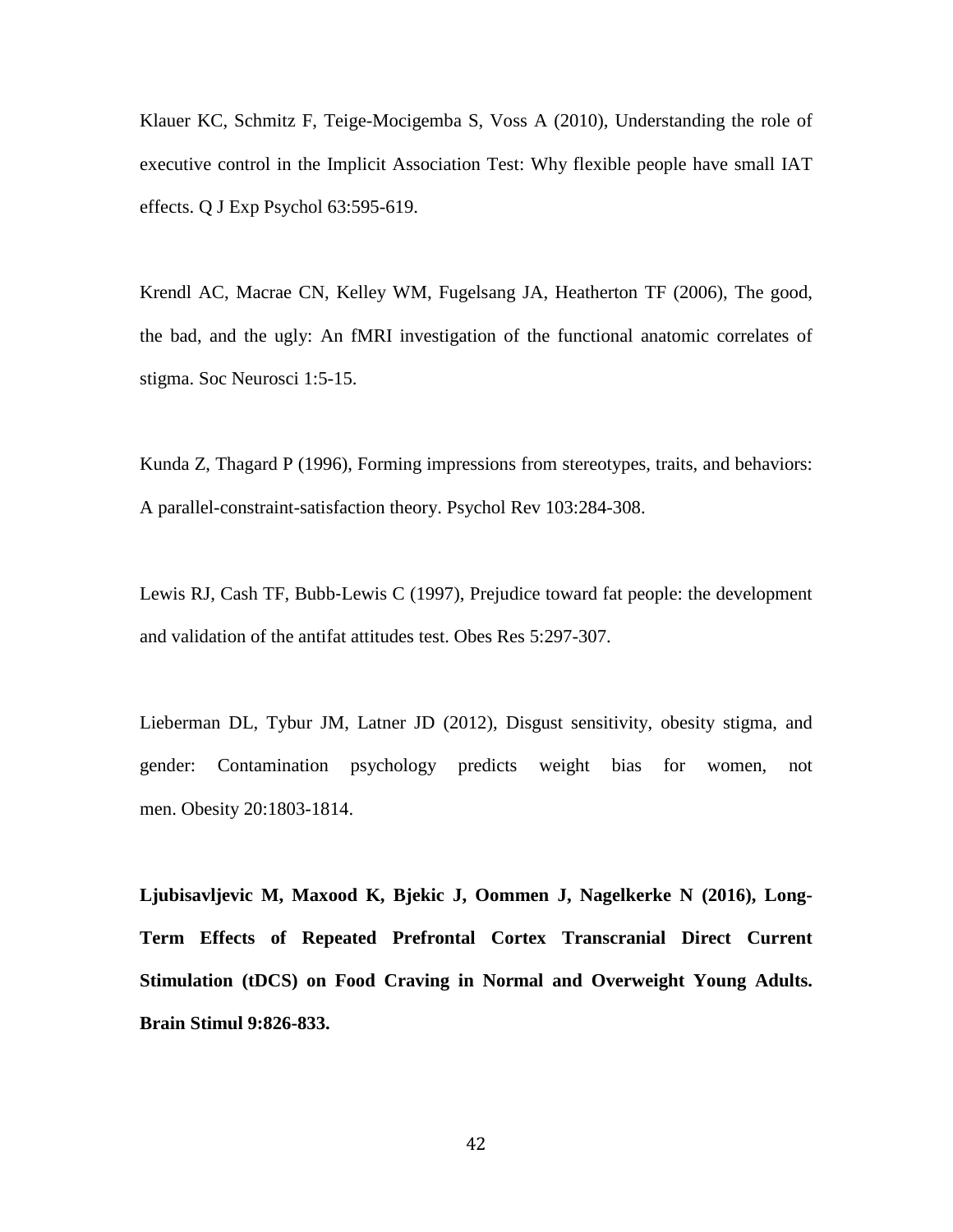Klauer KC, Schmitz F, Teige-Mocigemba S, Voss A (2010), Understanding the role of executive control in the Implicit Association Test: Why flexible people have small IAT effects. Q J Exp Psychol 63:595-619.

Krendl AC, Macrae CN, Kelley WM, Fugelsang JA, Heatherton TF (2006), The good, the bad, and the ugly: An fMRI investigation of the functional anatomic correlates of stigma. Soc Neurosci 1:5-15.

Kunda Z, Thagard P (1996), Forming impressions from stereotypes, traits, and behaviors: A parallel-constraint-satisfaction theory. Psychol Rev 103:284-308.

Lewis RJ, Cash TF, Bubb-Lewis C (1997), Prejudice toward fat people: the development and validation of the antifat attitudes test. Obes Res 5:297-307.

Lieberman DL, Tybur JM, Latner JD (2012), Disgust sensitivity, obesity stigma, and gender: Contamination psychology predicts weight bias for women, not men. Obesity 20:1803-1814.

**Ljubisavljevic M, Maxood K, Bjekic J, Oommen J, Nagelkerke N (2016), Long-Term Effects of Repeated Prefrontal Cortex Transcranial Direct Current Stimulation (tDCS) on Food Craving in Normal and Overweight Young Adults. Brain Stimul 9:826-833.**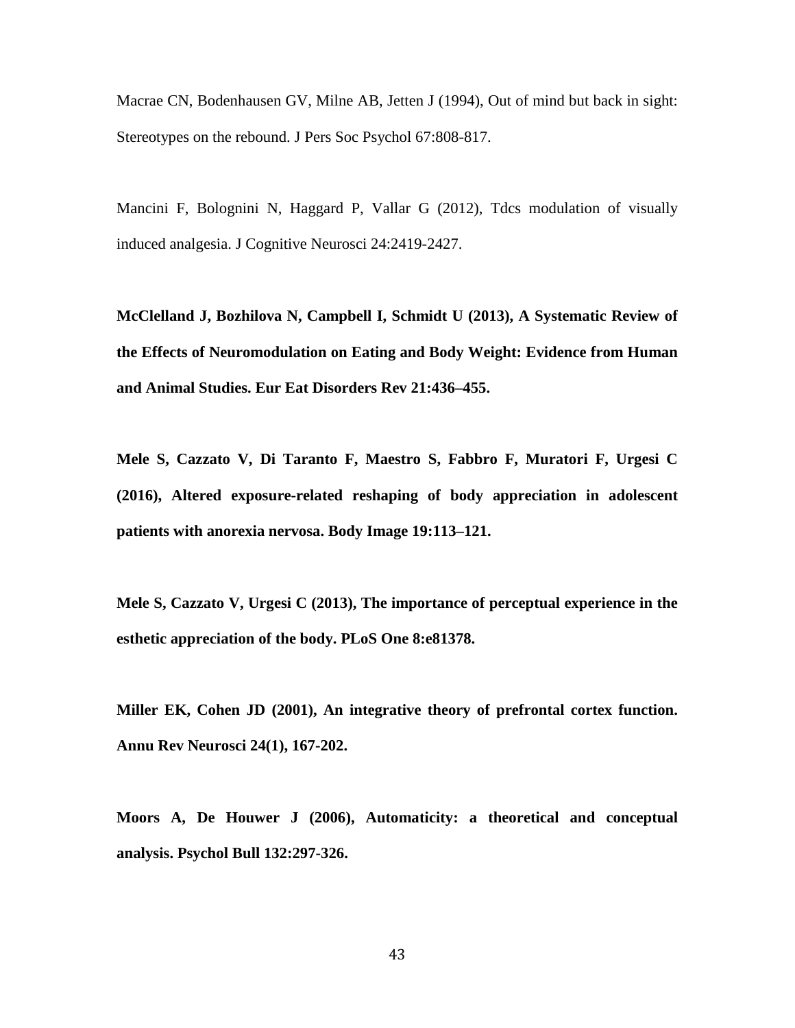Macrae CN, Bodenhausen GV, Milne AB, Jetten J (1994), Out of mind but back in sight: Stereotypes on the rebound. J Pers Soc Psychol 67:808-817.

Mancini F, Bolognini N, Haggard P, Vallar G (2012), Tdcs modulation of visually induced analgesia. J Cognitive Neurosci 24:2419-2427.

**McClelland J, Bozhilova N, Campbell I, Schmidt U (2013), A Systematic Review of the Effects of Neuromodulation on Eating and Body Weight: Evidence from Human and Animal Studies. Eur Eat Disorders Rev 21:436–455.**

**Mele S, Cazzato V, Di Taranto F, Maestro S, Fabbro F, Muratori F, Urgesi C (2016), Altered exposure-related reshaping of body appreciation in adolescent patients with anorexia nervosa. Body Image 19:113–121.**

**Mele S, Cazzato V, Urgesi C (2013), The importance of perceptual experience in the esthetic appreciation of the body. PLoS One 8:e81378.**

**Miller EK, Cohen JD (2001), An integrative theory of prefrontal cortex function. Annu Rev Neurosci 24(1), 167-202.**

**Moors A, De Houwer J (2006), Automaticity: a theoretical and conceptual analysis. Psychol Bull 132:297-326.**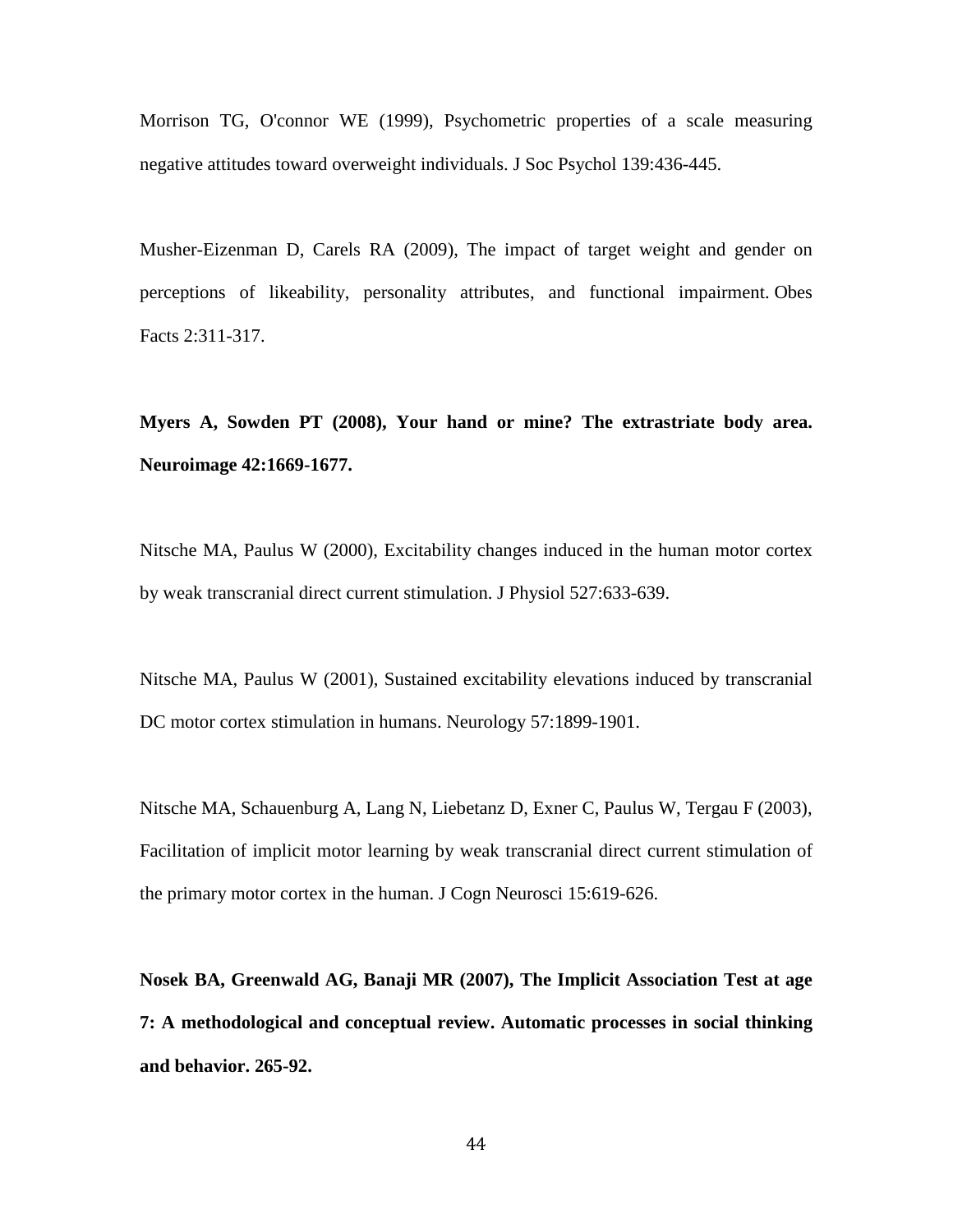Morrison TG, O'connor WE (1999), Psychometric properties of a scale measuring negative attitudes toward overweight individuals. J Soc Psychol 139:436-445.

Musher-Eizenman D, Carels RA (2009), The impact of target weight and gender on perceptions of likeability, personality attributes, and functional impairment. Obes Facts 2:311-317.

**Myers A, Sowden PT (2008), Your hand or mine? The extrastriate body area. Neuroimage 42:1669-1677.**

Nitsche MA, Paulus W (2000), Excitability changes induced in the human motor cortex by weak transcranial direct current stimulation. J Physiol 527:633-639.

Nitsche MA, Paulus W (2001), Sustained excitability elevations induced by transcranial DC motor cortex stimulation in humans. Neurology 57:1899-1901.

Nitsche MA, Schauenburg A, Lang N, Liebetanz D, Exner C, Paulus W, Tergau F (2003), Facilitation of implicit motor learning by weak transcranial direct current stimulation of the primary motor cortex in the human. J Cogn Neurosci 15:619-626.

**Nosek BA, Greenwald AG, Banaji MR (2007), The Implicit Association Test at age 7: A methodological and conceptual review. Automatic processes in social thinking and behavior. 265-92.**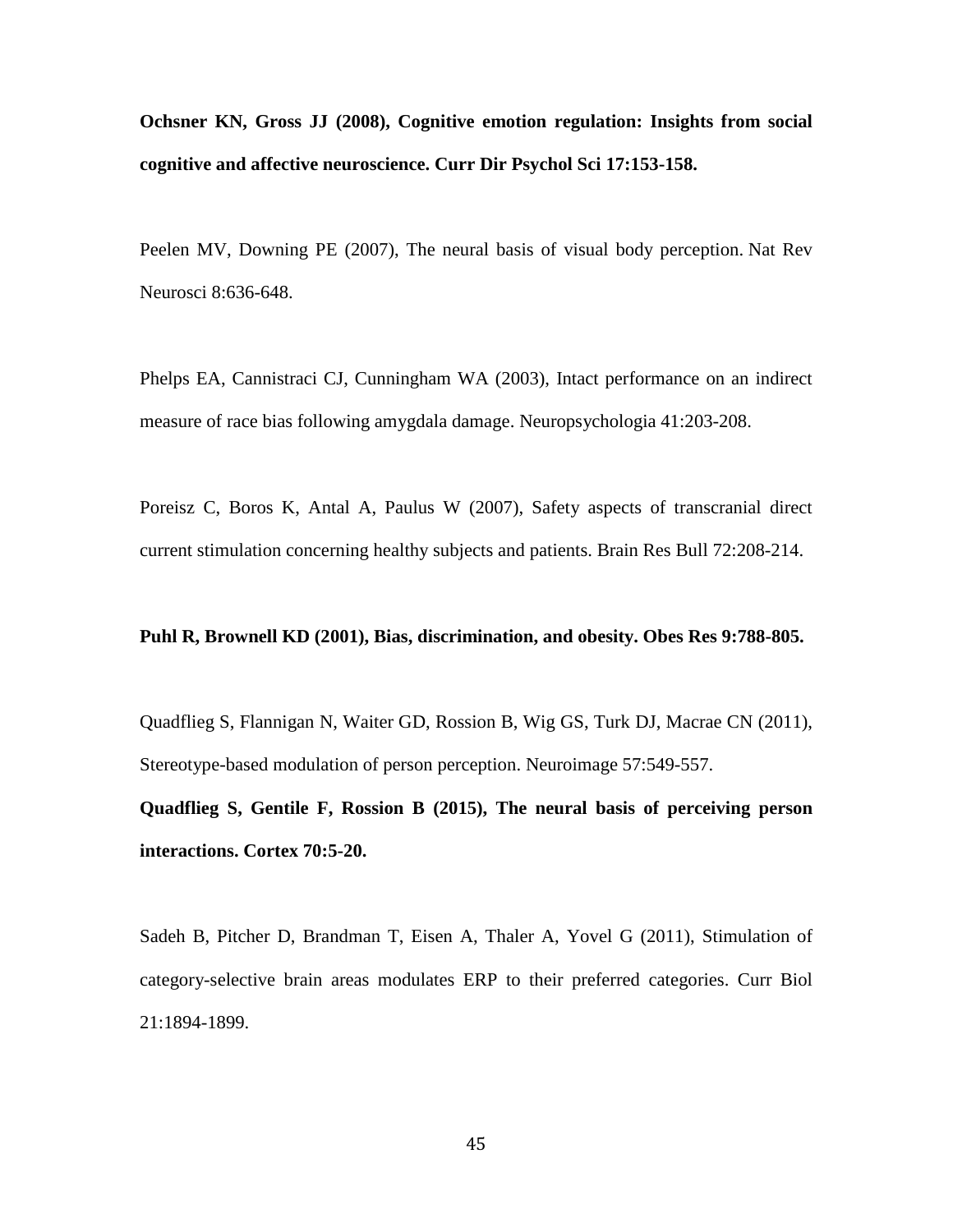**Ochsner KN, Gross JJ (2008), Cognitive emotion regulation: Insights from social cognitive and affective neuroscience. Curr Dir Psychol Sci 17:153-158.**

Peelen MV, Downing PE (2007), The neural basis of visual body perception. Nat Rev Neurosci 8:636-648.

Phelps EA, Cannistraci CJ, Cunningham WA (2003), Intact performance on an indirect measure of race bias following amygdala damage. Neuropsychologia 41:203-208.

Poreisz C, Boros K, Antal A, Paulus W (2007), Safety aspects of transcranial direct current stimulation concerning healthy subjects and patients. Brain Res Bull 72:208-214.

**Puhl R, Brownell KD (2001), Bias, discrimination, and obesity. Obes Res 9:788-805.**

Quadflieg S, Flannigan N, Waiter GD, Rossion B, Wig GS, Turk DJ, Macrae CN (2011), Stereotype-based modulation of person perception. Neuroimage 57:549-557.

**Quadflieg S, Gentile F, Rossion B (2015), The neural basis of perceiving person interactions. Cortex 70:5-20.**

Sadeh B, Pitcher D, Brandman T, Eisen A, Thaler A, Yovel G (2011), Stimulation of category-selective brain areas modulates ERP to their preferred categories. Curr Biol 21:1894-1899.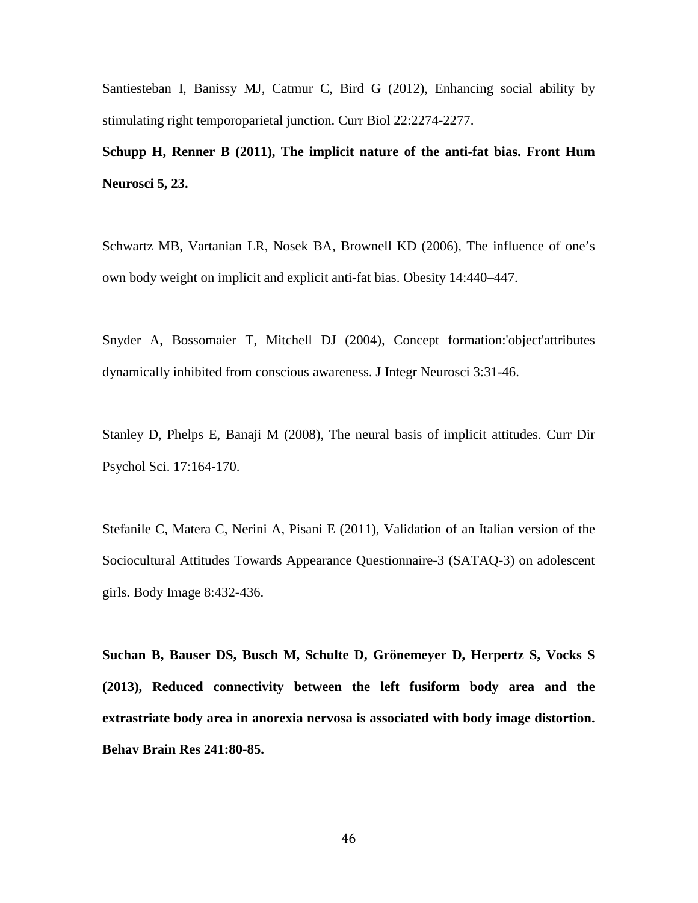Santiesteban I, Banissy MJ, Catmur C, Bird G (2012), Enhancing social ability by stimulating right temporoparietal junction. Curr Biol 22:2274-2277.

**Schupp H, Renner B (2011), The implicit nature of the anti-fat bias. Front Hum Neurosci 5, 23.**

Schwartz MB, Vartanian LR, Nosek BA, Brownell KD (2006), The influence of one's own body weight on implicit and explicit anti-fat bias. Obesity 14:440–447.

Snyder A, Bossomaier T, Mitchell DJ (2004), Concept formation:'object'attributes dynamically inhibited from conscious awareness. J Integr Neurosci 3:31-46.

Stanley D, Phelps E, Banaji M (2008), The neural basis of implicit attitudes. Curr Dir Psychol Sci. 17:164-170.

Stefanile C, Matera C, Nerini A, Pisani E (2011), Validation of an Italian version of the Sociocultural Attitudes Towards Appearance Questionnaire-3 (SATAQ-3) on adolescent girls. Body Image 8:432-436.

**Suchan B, Bauser DS, Busch M, Schulte D, Grönemeyer D, Herpertz S, Vocks S (2013), Reduced connectivity between the left fusiform body area and the extrastriate body area in anorexia nervosa is associated with body image distortion. Behav Brain Res 241:80-85.**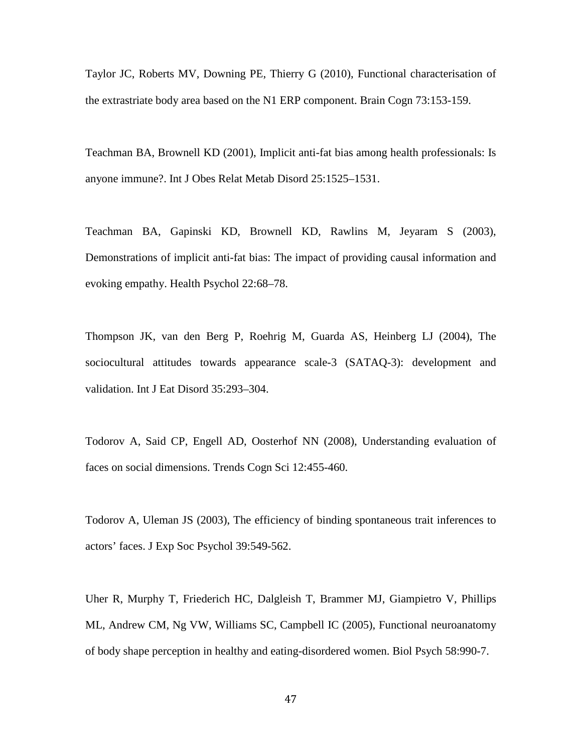Taylor JC, Roberts MV, Downing PE, Thierry G (2010), Functional characterisation of the extrastriate body area based on the N1 ERP component. Brain Cogn 73:153-159.

Teachman BA, Brownell KD (2001), Implicit anti-fat bias among health professionals: Is anyone immune?. Int J Obes Relat Metab Disord 25:1525–1531.

Teachman BA, Gapinski KD, Brownell KD, Rawlins M, Jeyaram S (2003), Demonstrations of implicit anti-fat bias: The impact of providing causal information and evoking empathy. Health Psychol 22:68–78.

Thompson JK, van den Berg P, Roehrig M, Guarda AS, Heinberg LJ (2004), The sociocultural attitudes towards appearance scale-3 (SATAQ-3): development and validation. Int J Eat Disord 35:293–304.

Todorov A, Said CP, Engell AD, Oosterhof NN (2008), Understanding evaluation of faces on social dimensions. Trends Cogn Sci 12:455-460.

Todorov A, Uleman JS (2003), The efficiency of binding spontaneous trait inferences to actors' faces. J Exp Soc Psychol 39:549-562.

Uher R, Murphy T, Friederich HC, Dalgleish T, Brammer MJ, Giampietro V, Phillips ML, Andrew CM, Ng VW, Williams SC, Campbell IC (2005), Functional neuroanatomy of body shape perception in healthy and eating-disordered women. Biol Psych 58:990-7.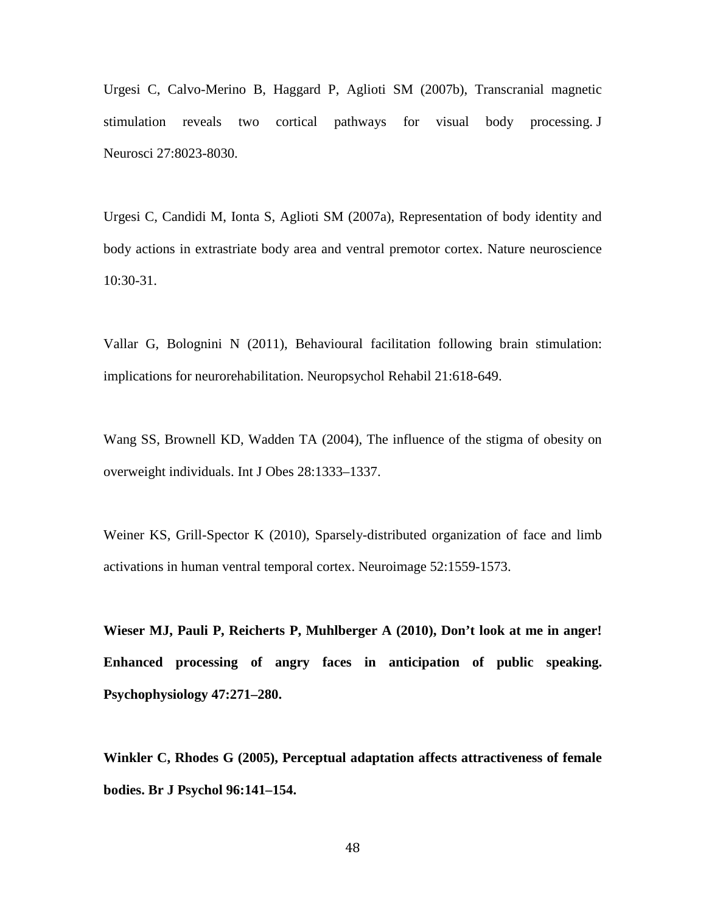Urgesi C, Calvo-Merino B, Haggard P, Aglioti SM (2007b), Transcranial magnetic stimulation reveals two cortical pathways for visual body processing. J Neurosci 27:8023-8030.

Urgesi C, Candidi M, Ionta S, Aglioti SM (2007a), Representation of body identity and body actions in extrastriate body area and ventral premotor cortex. Nature neuroscience 10:30-31.

Vallar G, Bolognini N (2011), Behavioural facilitation following brain stimulation: implications for neurorehabilitation. Neuropsychol Rehabil 21:618-649.

Wang SS, Brownell KD, Wadden TA (2004), The influence of the stigma of obesity on overweight individuals. Int J Obes 28:1333–1337.

Weiner KS, Grill-Spector K (2010), Sparsely-distributed organization of face and limb activations in human ventral temporal cortex. Neuroimage 52:1559-1573.

**Wieser MJ, Pauli P, Reicherts P, Muhlberger A (2010), Don't look at me in anger! Enhanced processing of angry faces in anticipation of public speaking. Psychophysiology 47:271–280.**

**Winkler C, Rhodes G (2005), Perceptual adaptation affects attractiveness of female bodies. Br J Psychol 96:141–154.**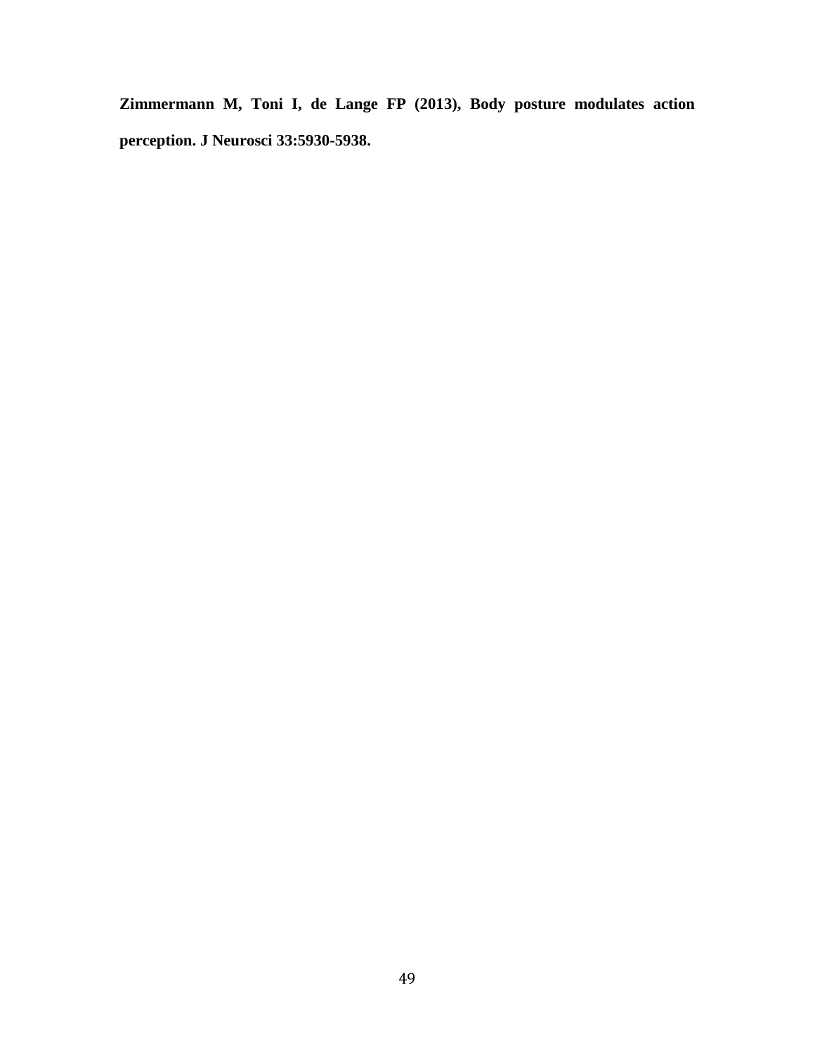**Zimmermann M, Toni I, de Lange FP (2013), Body posture modulates action perception. J Neurosci 33:5930-5938.**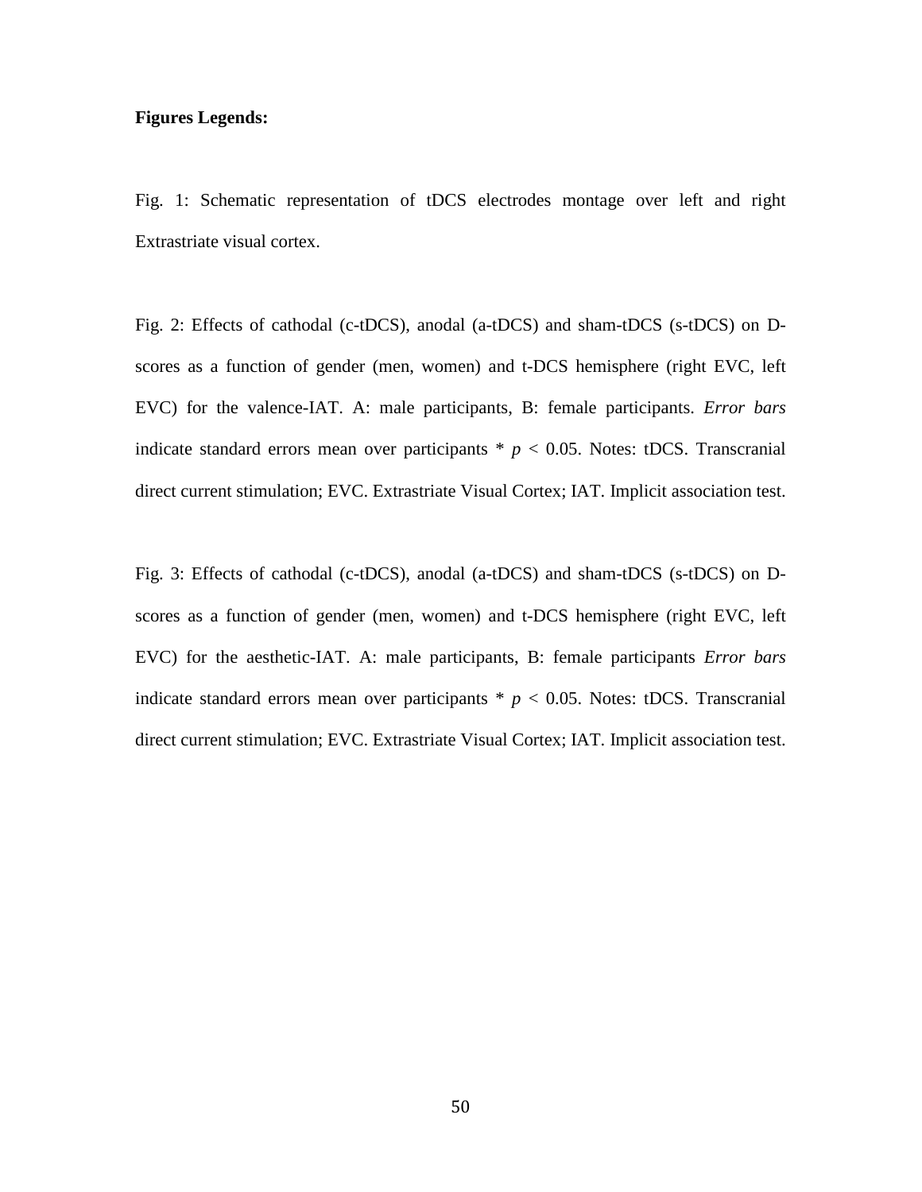**Figures Legends:**

Fig. 1: Schematic representation of tDCS electrodes montage over left and right Extrastriate visual cortex.

Fig. 2: Effects of cathodal (c-tDCS), anodal (a-tDCS) and sham-tDCS (s-tDCS) on D-scores as a function of gender (men, women) and t-DCS hemisphere (right EVC, left EVC) for the valence-IAT. A: male participants, B: female participants. *Error bars* indicate standard errors mean over participants * $p < 0.05$. Notes: tDCS. Transcranial direct current stimulation; EVC. Extrastriate Visual Cortex; IAT. Implicit association test.

Fig. 3: Effects of cathodal (c-tDCS), anodal (a-tDCS) and sham-tDCS (s-tDCS) on D-scores as a function of gender (men, women) and t-DCS hemisphere (right EVC, left EVC) for the aesthetic-IAT. A: male participants, B: female participants *Error bars* indicate standard errors mean over participants * $p < 0.05$. Notes: tDCS. Transcranial direct current stimulation; EVC. Extrastriate Visual Cortex; IAT. Implicit association test.